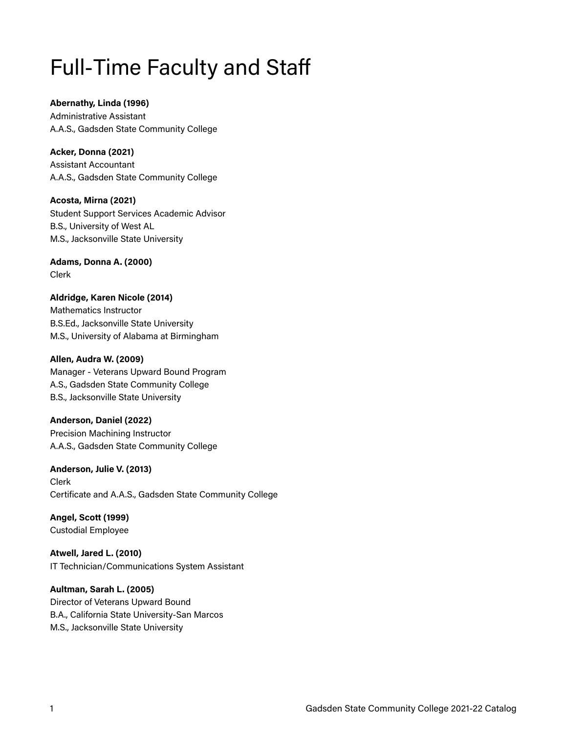# Full-Time Faculty and Staff

**Abernathy, Linda (1996)**
Administrative Assistant
A.A.S., Gadsden State Community College

**Acker, Donna (2021)**
Assistant Accountant
A.A.S., Gadsden State Community College

**Acosta, Mirna (2021)**
Student Support Services Academic Advisor
B.S., University of West AL
M.S., Jacksonville State University

**Adams, Donna A. (2000)**
Clerk

**Aldridge, Karen Nicole (2014)**
Mathematics Instructor
B.S.Ed., Jacksonville State University
M.S., University of Alabama at Birmingham

**Allen, Audra W. (2009)**
Manager - Veterans Upward Bound Program
A.S., Gadsden State Community College
B.S., Jacksonville State University

**Anderson, Daniel (2022)**
Precision Machining Instructor
A.A.S., Gadsden State Community College

**Anderson, Julie V. (2013)**
Clerk
Certificate and A.A.S., Gadsden State Community College

**Angel, Scott (1999)**
Custodial Employee

**Atwell, Jared L. (2010)**
IT Technician/Communications System Assistant

**Aultman, Sarah L. (2005)**
Director of Veterans Upward Bound
B.A., California State University-San Marcos
M.S., Jacksonville State University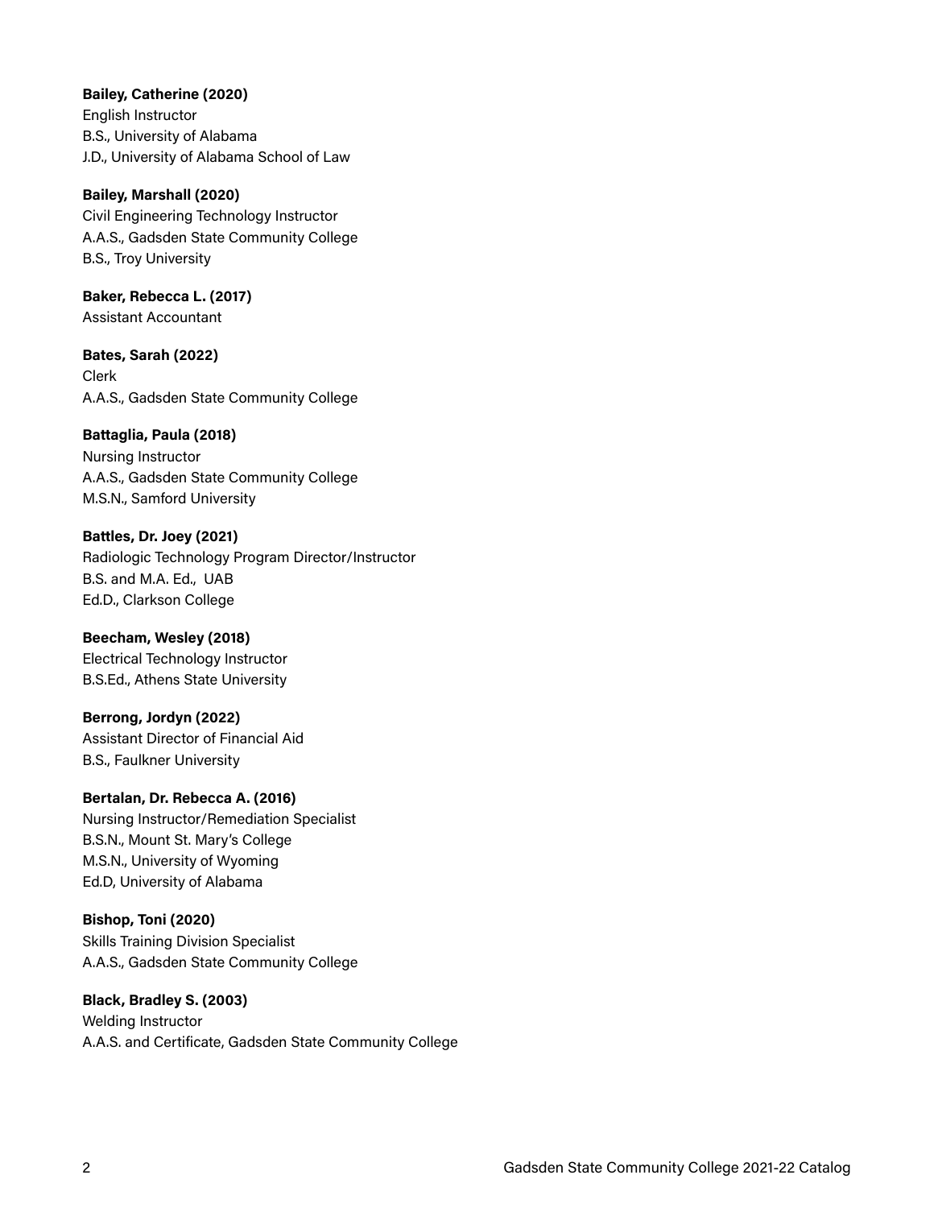**Bailey, Catherine (2020)**
English Instructor
B.S., University of Alabama
J.D., University of Alabama School of Law

**Bailey, Marshall (2020)**
Civil Engineering Technology Instructor
A.A.S., Gadsden State Community College
B.S., Troy University

**Baker, Rebecca L. (2017)**
Assistant Accountant

**Bates, Sarah (2022)**
Clerk
A.A.S., Gadsden State Community College

**Battaglia, Paula (2018)**
Nursing Instructor
A.A.S., Gadsden State Community College
M.S.N., Samford University

**Battles, Dr. Joey (2021)**
Radiologic Technology Program Director/Instructor
B.S. and M.A. Ed., UAB
Ed.D., Clarkson College

**Beecham, Wesley (2018)**
Electrical Technology Instructor
B.S.Ed., Athens State University

**Berrong, Jordyn (2022)**
Assistant Director of Financial Aid
B.S., Faulkner University

**Bertalan, Dr. Rebecca A. (2016)**
Nursing Instructor/Remediation Specialist
B.S.N., Mount St. Mary's College
M.S.N., University of Wyoming
Ed.D, University of Alabama

**Bishop, Toni (2020)**
Skills Training Division Specialist
A.A.S., Gadsden State Community College

**Black, Bradley S. (2003)**
Welding Instructor
A.A.S. and Certificate, Gadsden State Community College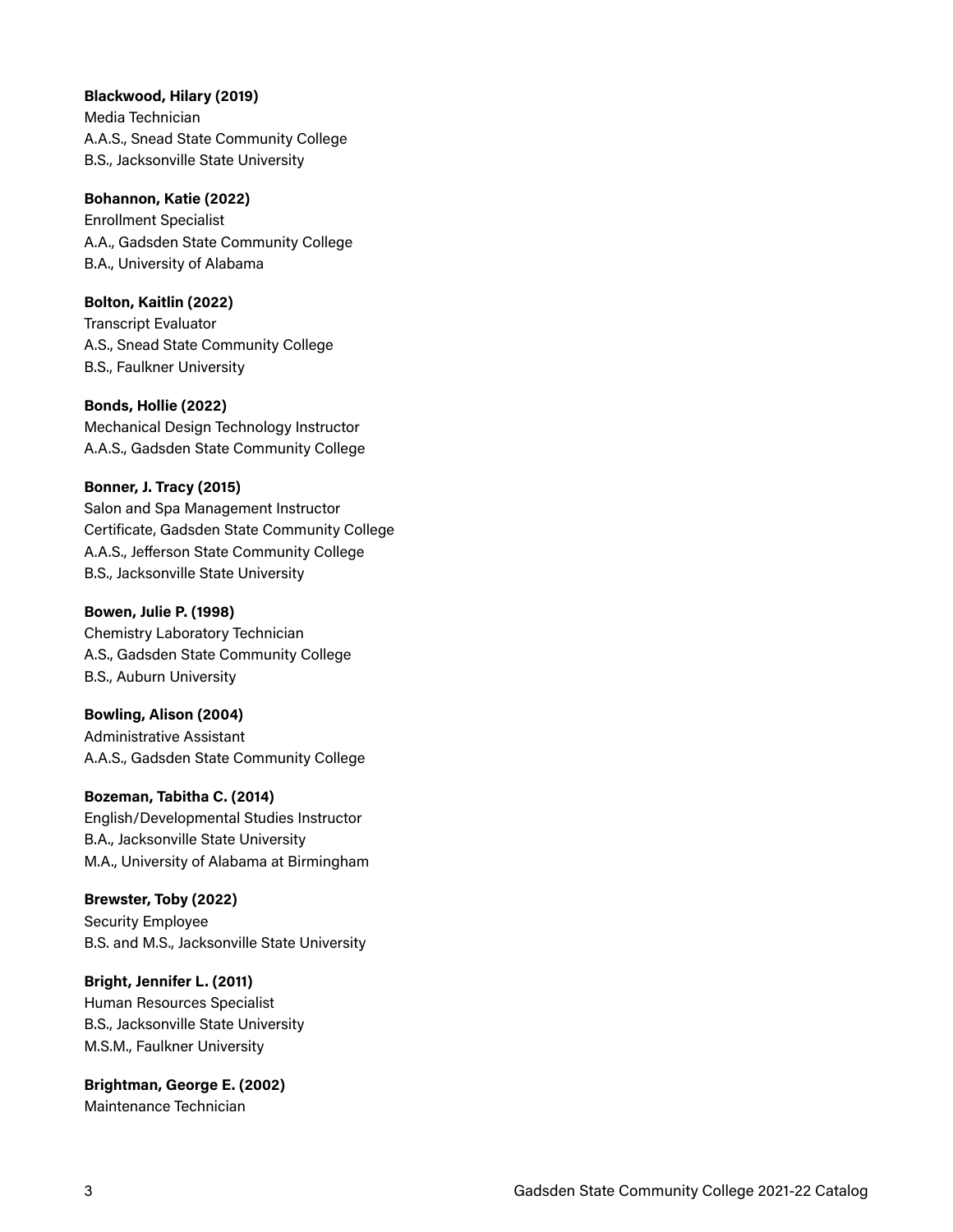**Blackwood, Hilary (2019)**
Media Technician
A.A.S., Snead State Community College
B.S., Jacksonville State University

**Bohannon, Katie (2022)**
Enrollment Specialist
A.A., Gadsden State Community College
B.A., University of Alabama

**Bolton, Kaitlin (2022)**
Transcript Evaluator
A.S., Snead State Community College
B.S., Faulkner University

**Bonds, Hollie (2022)**
Mechanical Design Technology Instructor
A.A.S., Gadsden State Community College

**Bonner, J. Tracy (2015)**
Salon and Spa Management Instructor
Certificate, Gadsden State Community College
A.A.S., Jefferson State Community College
B.S., Jacksonville State University

**Bowen, Julie P. (1998)**
Chemistry Laboratory Technician
A.S., Gadsden State Community College
B.S., Auburn University

**Bowling, Alison (2004)**
Administrative Assistant
A.A.S., Gadsden State Community College

**Bozeman, Tabitha C. (2014)**
English/Developmental Studies Instructor
B.A., Jacksonville State University
M.A., University of Alabama at Birmingham

**Brewster, Toby (2022)**
Security Employee
B.S. and M.S., Jacksonville State University

**Bright, Jennifer L. (2011)**
Human Resources Specialist
B.S., Jacksonville State University
M.S.M., Faulkner University

**Brightman, George E. (2002)**
Maintenance Technician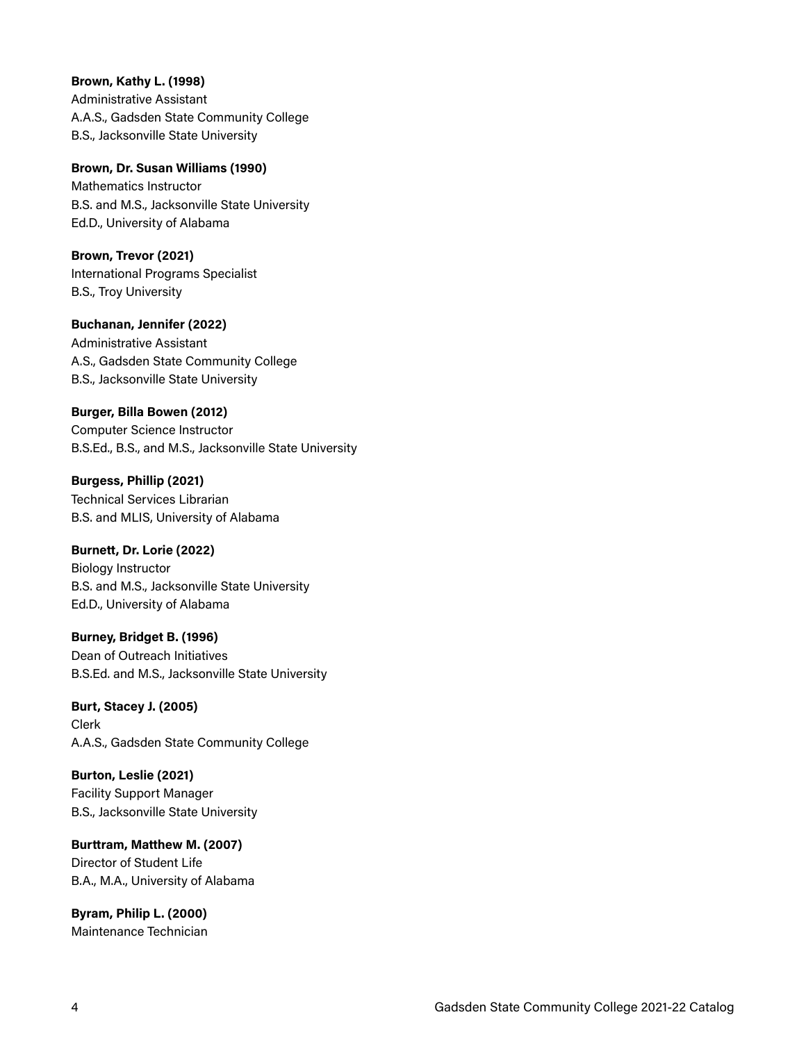**Brown, Kathy L. (1998)**
Administrative Assistant
A.A.S., Gadsden State Community College
B.S., Jacksonville State University

**Brown, Dr. Susan Williams (1990)**
Mathematics Instructor
B.S. and M.S., Jacksonville State University
Ed.D., University of Alabama

**Brown, Trevor (2021)**
International Programs Specialist
B.S., Troy University

**Buchanan, Jennifer (2022)**
Administrative Assistant
A.S., Gadsden State Community College
B.S., Jacksonville State University

**Burger, Billa Bowen (2012)**
Computer Science Instructor
B.S.Ed., B.S., and M.S., Jacksonville State University

**Burgess, Phillip (2021)**
Technical Services Librarian
B.S. and MLIS, University of Alabama

**Burnett, Dr. Lorie (2022)**
Biology Instructor
B.S. and M.S., Jacksonville State University
Ed.D., University of Alabama

**Burney, Bridget B. (1996)**
Dean of Outreach Initiatives
B.S.Ed. and M.S., Jacksonville State University

**Burt, Stacey J. (2005)**
Clerk
A.A.S., Gadsden State Community College

**Burton, Leslie (2021)**
Facility Support Manager
B.S., Jacksonville State University

**Burttram, Matthew M. (2007)**
Director of Student Life
B.A., M.A., University of Alabama

**Byram, Philip L. (2000)**
Maintenance Technician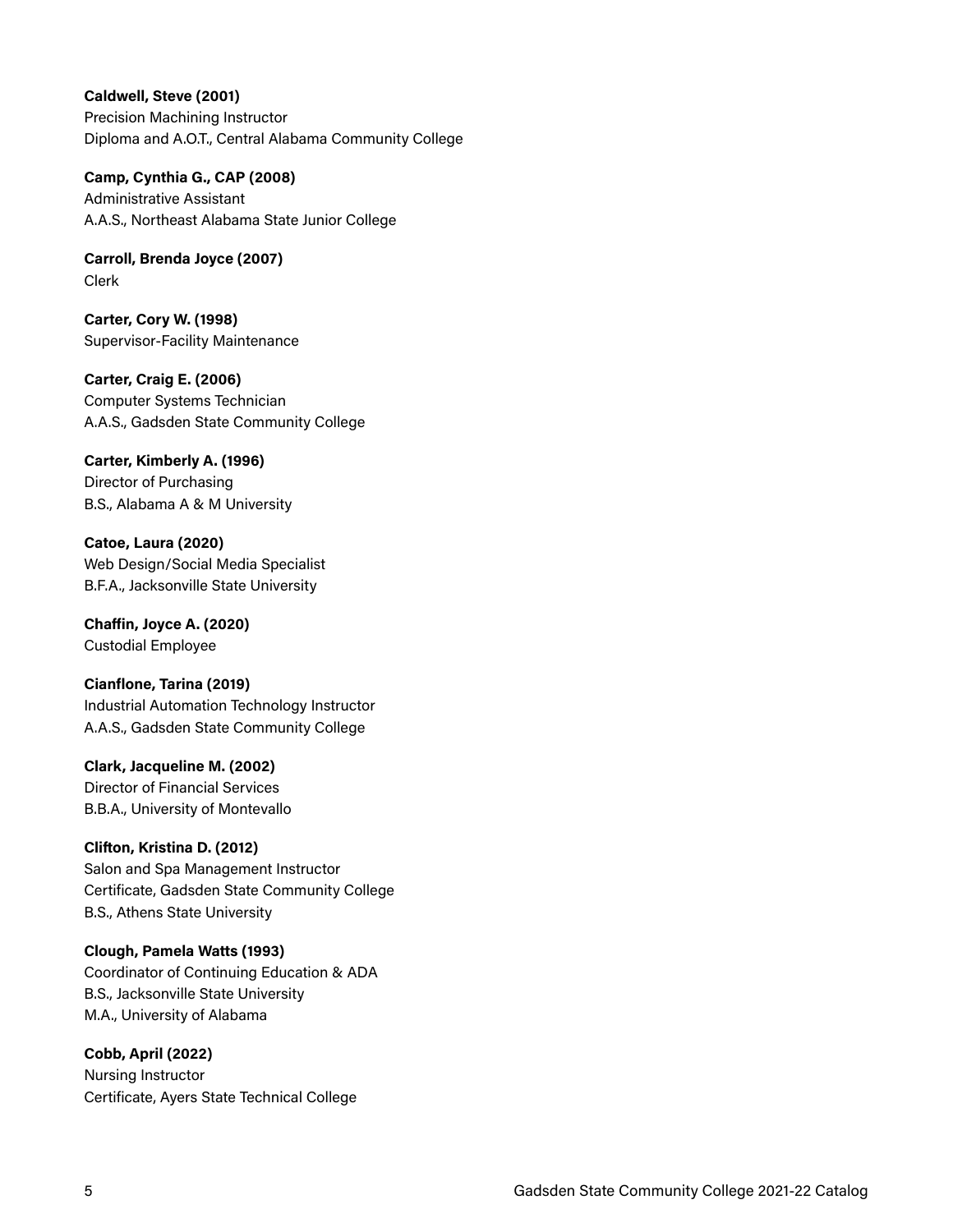**Caldwell, Steve (2001)**
Precision Machining Instructor
Diploma and A.O.T., Central Alabama Community College

**Camp, Cynthia G., CAP (2008)**
Administrative Assistant
A.A.S., Northeast Alabama State Junior College

**Carroll, Brenda Joyce (2007)**
Clerk

**Carter, Cory W. (1998)**
Supervisor-Facility Maintenance

**Carter, Craig E. (2006)**
Computer Systems Technician
A.A.S., Gadsden State Community College

**Carter, Kimberly A. (1996)**
Director of Purchasing
B.S., Alabama A & M University

**Catoe, Laura (2020)**
Web Design/Social Media Specialist
B.F.A., Jacksonville State University

**Chaffin, Joyce A. (2020)**
Custodial Employee

**Cianflone, Tarina (2019)**
Industrial Automation Technology Instructor
A.A.S., Gadsden State Community College

**Clark, Jacqueline M. (2002)**
Director of Financial Services
B.B.A., University of Montevallo

**Clifton, Kristina D. (2012)**
Salon and Spa Management Instructor
Certificate, Gadsden State Community College
B.S., Athens State University

**Clough, Pamela Watts (1993)**
Coordinator of Continuing Education & ADA
B.S., Jacksonville State University
M.A., University of Alabama

**Cobb, April (2022)**
Nursing Instructor
Certificate, Ayers State Technical College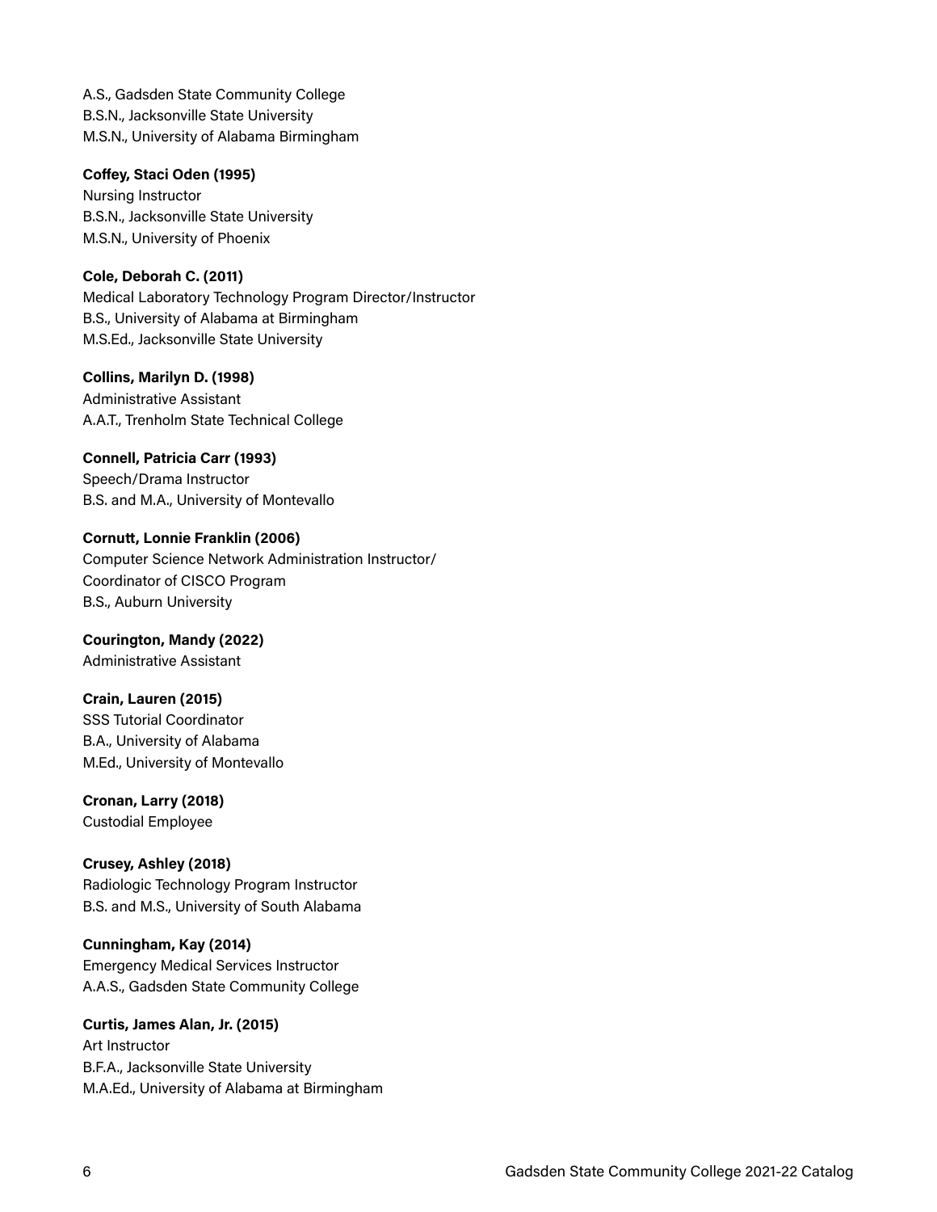A.S., Gadsden State Community College
B.S.N., Jacksonville State University
M.S.N., University of Alabama Birmingham

**Coffey, Staci Oden (1995)**
Nursing Instructor
B.S.N., Jacksonville State University
M.S.N., University of Phoenix

**Cole, Deborah C. (2011)**
Medical Laboratory Technology Program Director/Instructor
B.S., University of Alabama at Birmingham
M.S.Ed., Jacksonville State University

**Collins, Marilyn D. (1998)**
Administrative Assistant
A.A.T., Trenholm State Technical College

**Connell, Patricia Carr (1993)**
Speech/Drama Instructor
B.S. and M.A., University of Montevallo

**Cornutt, Lonnie Franklin (2006)**
Computer Science Network Administration Instructor/
Coordinator of CISCO Program
B.S., Auburn University

**Courington, Mandy (2022)**
Administrative Assistant

**Crain, Lauren (2015)**
SSS Tutorial Coordinator
B.A., University of Alabama
M.Ed., University of Montevallo

**Cronan, Larry (2018)**
Custodial Employee

**Crusey, Ashley (2018)**
Radiologic Technology Program Instructor
B.S. and M.S., University of South Alabama

**Cunningham, Kay (2014)**
Emergency Medical Services Instructor
A.A.S., Gadsden State Community College

**Curtis, James Alan, Jr. (2015)**
Art Instructor
B.F.A., Jacksonville State University
M.A.Ed., University of Alabama at Birmingham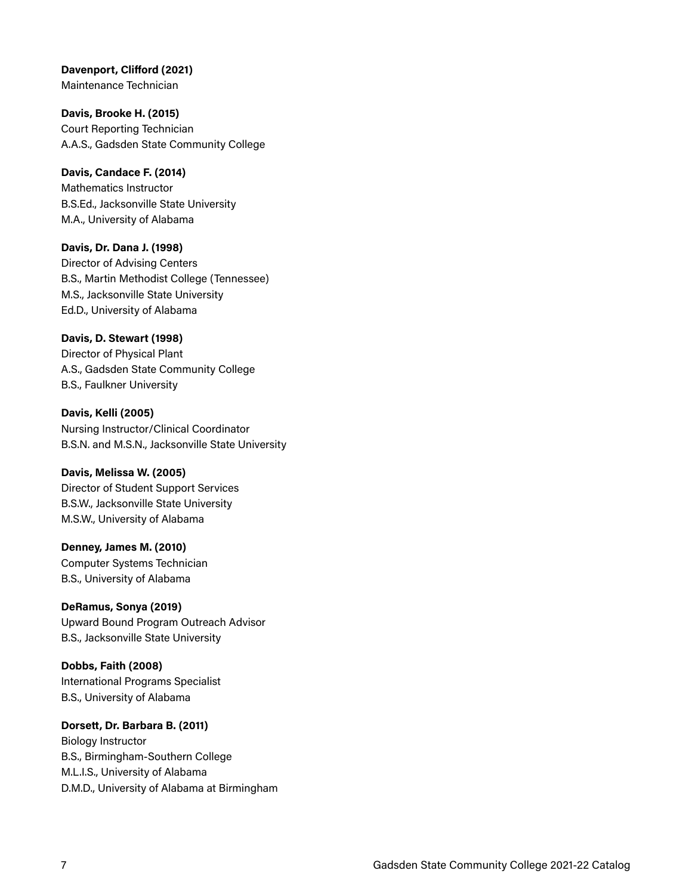**Davenport, Clifford (2021)**
Maintenance Technician

**Davis, Brooke H. (2015)**
Court Reporting Technician
A.A.S., Gadsden State Community College

**Davis, Candace F. (2014)**
Mathematics Instructor
B.S.Ed., Jacksonville State University
M.A., University of Alabama

**Davis, Dr. Dana J. (1998)**
Director of Advising Centers
B.S., Martin Methodist College (Tennessee)
M.S., Jacksonville State University
Ed.D., University of Alabama

**Davis, D. Stewart (1998)**
Director of Physical Plant
A.S., Gadsden State Community College
B.S., Faulkner University

**Davis, Kelli (2005)**
Nursing Instructor/Clinical Coordinator
B.S.N. and M.S.N., Jacksonville State University

**Davis, Melissa W. (2005)**
Director of Student Support Services
B.S.W., Jacksonville State University
M.S.W., University of Alabama

**Denney, James M. (2010)**
Computer Systems Technician
B.S., University of Alabama

**DeRamus, Sonya (2019)**
Upward Bound Program Outreach Advisor
B.S., Jacksonville State University

**Dobbs, Faith (2008)**
International Programs Specialist
B.S., University of Alabama

**Dorsett, Dr. Barbara B. (2011)**
Biology Instructor
B.S., Birmingham-Southern College
M.L.I.S., University of Alabama
D.M.D., University of Alabama at Birmingham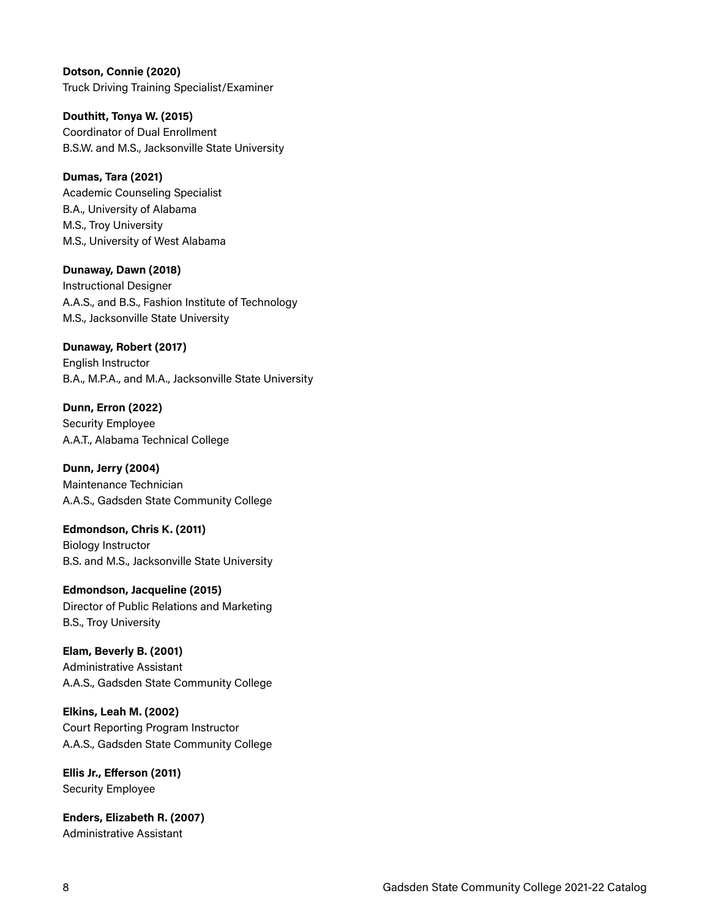**Dotson, Connie (2020)**
Truck Driving Training Specialist/Examiner

**Douthitt, Tonya W. (2015)**
Coordinator of Dual Enrollment
B.S.W. and M.S., Jacksonville State University

**Dumas, Tara (2021)**
Academic Counseling Specialist
B.A., University of Alabama
M.S., Troy University
M.S., University of West Alabama

**Dunaway, Dawn (2018)**
Instructional Designer
A.A.S., and B.S., Fashion Institute of Technology
M.S., Jacksonville State University

**Dunaway, Robert (2017)**
English Instructor
B.A., M.P.A., and M.A., Jacksonville State University

**Dunn, Erron (2022)**
Security Employee
A.A.T., Alabama Technical College

**Dunn, Jerry (2004)**
Maintenance Technician
A.A.S., Gadsden State Community College

**Edmondson, Chris K. (2011)**
Biology Instructor
B.S. and M.S., Jacksonville State University

**Edmondson, Jacqueline (2015)**
Director of Public Relations and Marketing
B.S., Troy University

**Elam, Beverly B. (2001)**
Administrative Assistant
A.A.S., Gadsden State Community College

**Elkins, Leah M. (2002)**
Court Reporting Program Instructor
A.A.S., Gadsden State Community College

**Ellis Jr., Efferson (2011)**
Security Employee

**Enders, Elizabeth R. (2007)**
Administrative Assistant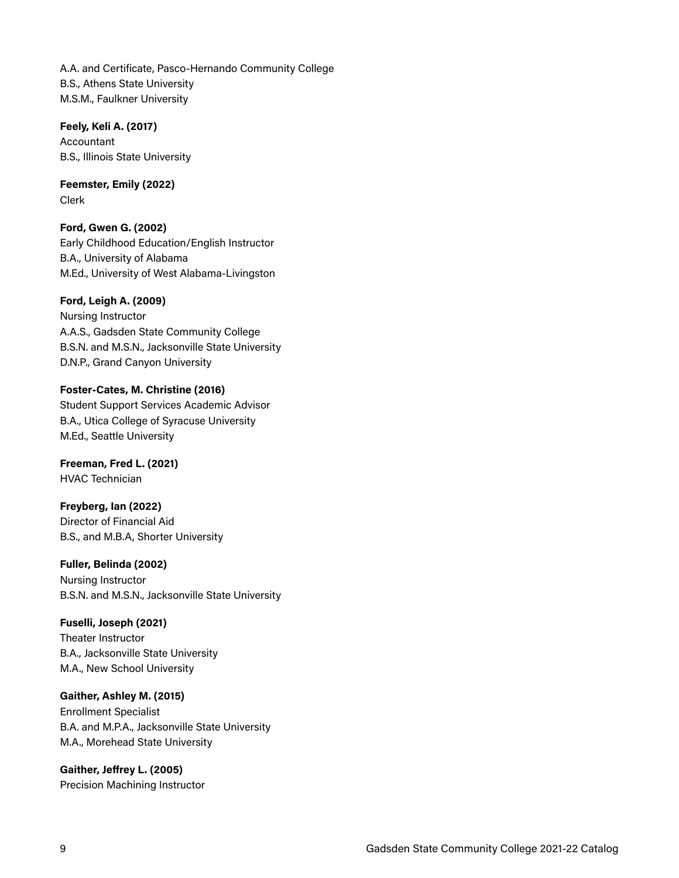A.A. and Certificate, Pasco-Hernando Community College
B.S., Athens State University
M.S.M., Faulkner University

**Feely, Keli A. (2017)**
Accountant
B.S., Illinois State University

**Feemster, Emily (2022)**
Clerk

**Ford, Gwen G. (2002)**
Early Childhood Education/English Instructor
B.A., University of Alabama
M.Ed., University of West Alabama-Livingston

**Ford, Leigh A. (2009)**
Nursing Instructor
A.A.S., Gadsden State Community College
B.S.N. and M.S.N., Jacksonville State University
D.N.P., Grand Canyon University

**Foster-Cates, M. Christine (2016)**
Student Support Services Academic Advisor
B.A., Utica College of Syracuse University
M.Ed., Seattle University

**Freeman, Fred L. (2021)**
HVAC Technician

**Freyberg, Ian (2022)**
Director of Financial Aid
B.S., and M.B.A, Shorter University

**Fuller, Belinda (2002)**
Nursing Instructor
B.S.N. and M.S.N., Jacksonville State University

**Fuselli, Joseph (2021)**
Theater Instructor
B.A., Jacksonville State University
M.A., New School University

**Gaither, Ashley M. (2015)**
Enrollment Specialist
B.A. and M.P.A., Jacksonville State University
M.A., Morehead State University

**Gaither, Jeffrey L. (2005)**
Precision Machining Instructor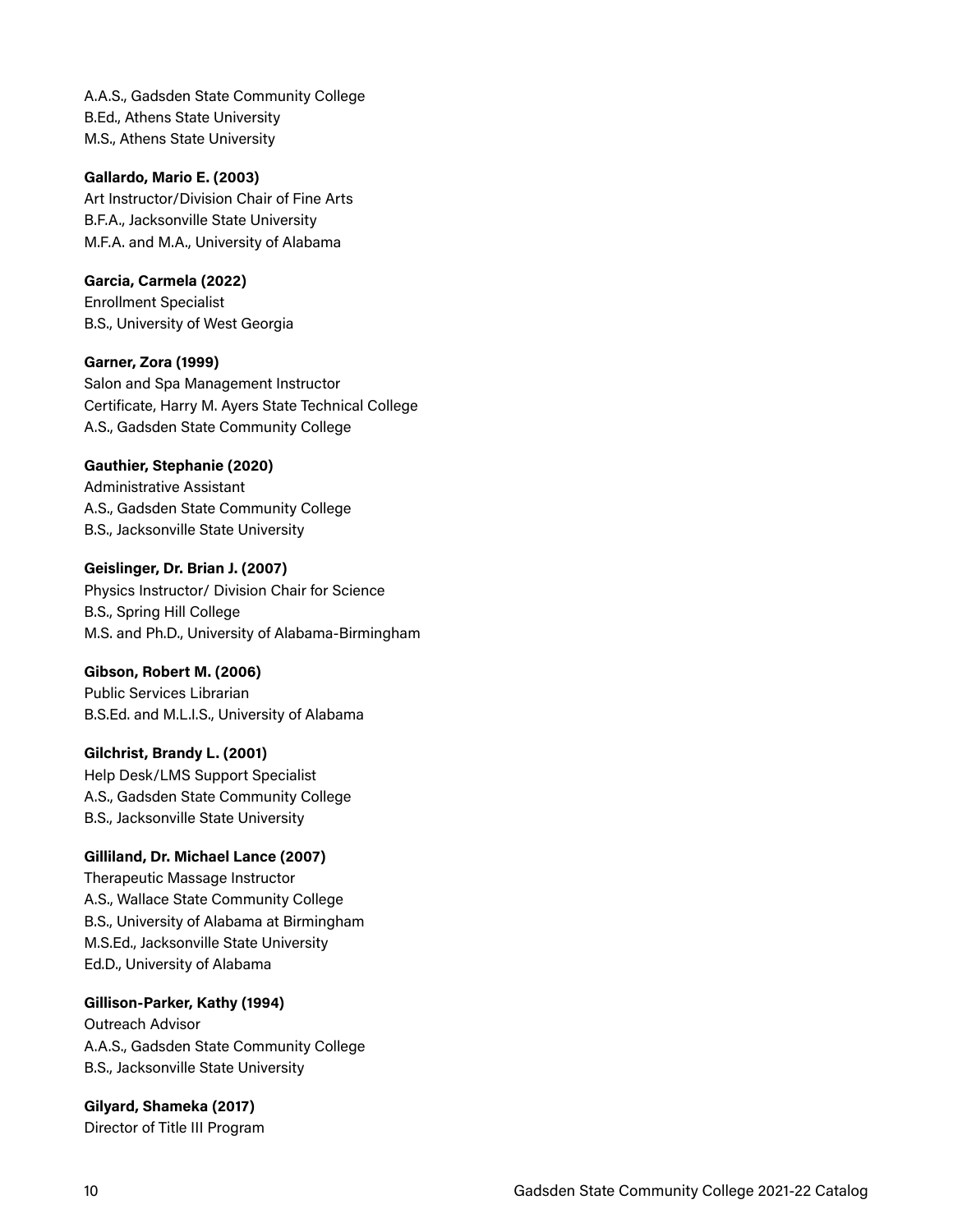A.A.S., Gadsden State Community College
B.Ed., Athens State University
M.S., Athens State University

**Gallardo, Mario E. (2003)**
Art Instructor/Division Chair of Fine Arts
B.F.A., Jacksonville State University
M.F.A. and M.A., University of Alabama

**Garcia, Carmela (2022)**
Enrollment Specialist
B.S., University of West Georgia

**Garner, Zora (1999)**
Salon and Spa Management Instructor
Certificate, Harry M. Ayers State Technical College
A.S., Gadsden State Community College

**Gauthier, Stephanie (2020)**
Administrative Assistant
A.S., Gadsden State Community College
B.S., Jacksonville State University

**Geislinger, Dr. Brian J. (2007)**
Physics Instructor/ Division Chair for Science
B.S., Spring Hill College
M.S. and Ph.D., University of Alabama-Birmingham

**Gibson, Robert M. (2006)**
Public Services Librarian
B.S.Ed. and M.L.I.S., University of Alabama

**Gilchrist, Brandy L. (2001)**
Help Desk/LMS Support Specialist
A.S., Gadsden State Community College
B.S., Jacksonville State University

**Gilliland, Dr. Michael Lance (2007)**
Therapeutic Massage Instructor
A.S., Wallace State Community College
B.S., University of Alabama at Birmingham
M.S.Ed., Jacksonville State University
Ed.D., University of Alabama

**Gillison-Parker, Kathy (1994)**
Outreach Advisor
A.A.S., Gadsden State Community College
B.S., Jacksonville State University

**Gilyard, Shameka (2017)**
Director of Title III Program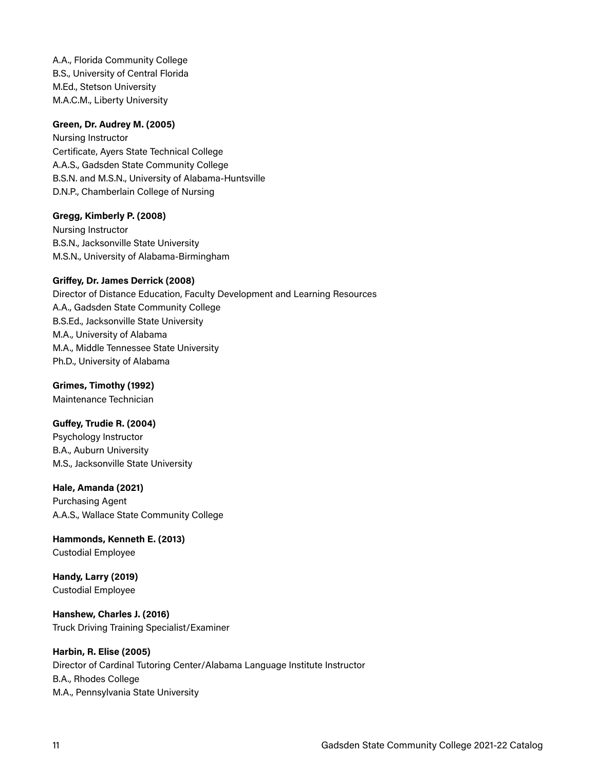A.A., Florida Community College
B.S., University of Central Florida
M.Ed., Stetson University
M.A.C.M., Liberty University

**Green, Dr. Audrey M. (2005)**
Nursing Instructor
Certificate, Ayers State Technical College
A.A.S., Gadsden State Community College
B.S.N. and M.S.N., University of Alabama-Huntsville
D.N.P., Chamberlain College of Nursing

**Gregg, Kimberly P. (2008)**
Nursing Instructor
B.S.N., Jacksonville State University
M.S.N., University of Alabama-Birmingham

**Griffey, Dr. James Derrick (2008)**
Director of Distance Education, Faculty Development and Learning Resources
A.A., Gadsden State Community College
B.S.Ed., Jacksonville State University
M.A., University of Alabama
M.A., Middle Tennessee State University
Ph.D., University of Alabama

**Grimes, Timothy (1992)**
Maintenance Technician

**Guffey, Trudie R. (2004)**
Psychology Instructor
B.A., Auburn University
M.S., Jacksonville State University

**Hale, Amanda (2021)**
Purchasing Agent
A.A.S., Wallace State Community College

**Hammonds, Kenneth E. (2013)**
Custodial Employee

**Handy, Larry (2019)**
Custodial Employee

**Hanshew, Charles J. (2016)**
Truck Driving Training Specialist/Examiner

**Harbin, R. Elise (2005)**
Director of Cardinal Tutoring Center/Alabama Language Institute Instructor
B.A., Rhodes College
M.A., Pennsylvania State University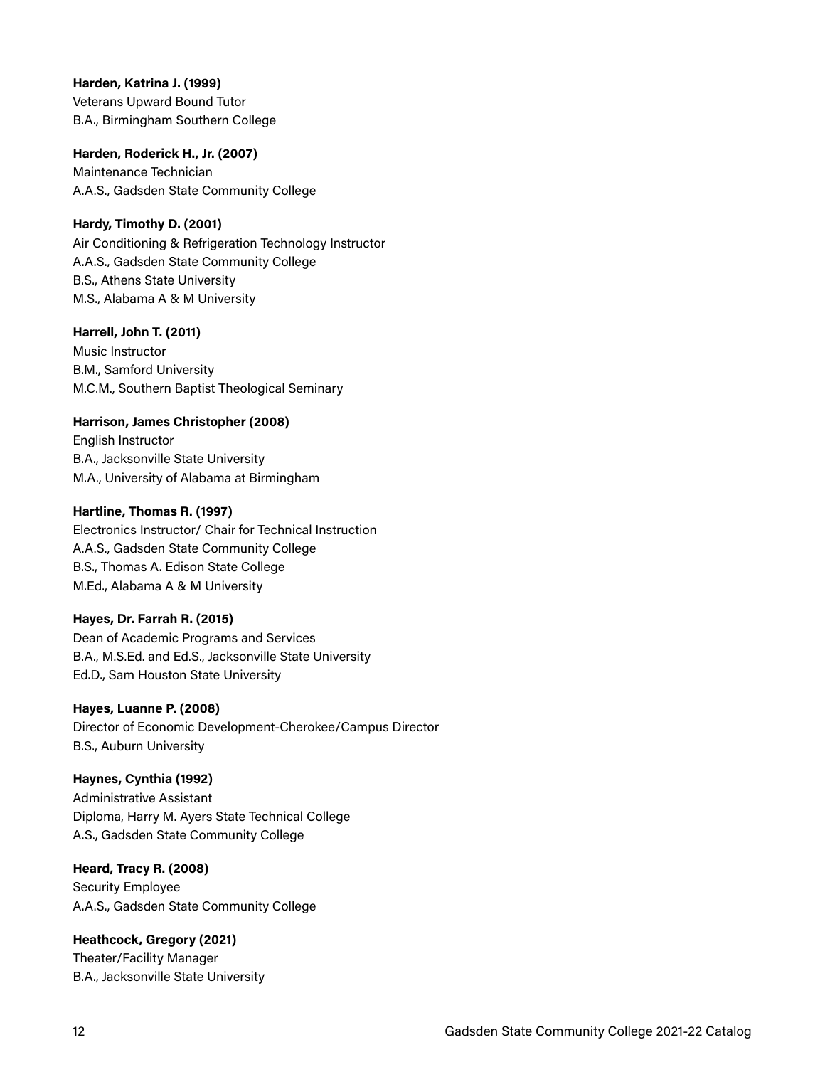**Harden, Katrina J. (1999)**
Veterans Upward Bound Tutor
B.A., Birmingham Southern College

**Harden, Roderick H., Jr. (2007)**
Maintenance Technician
A.A.S., Gadsden State Community College

**Hardy, Timothy D. (2001)**
Air Conditioning & Refrigeration Technology Instructor
A.A.S., Gadsden State Community College
B.S., Athens State University
M.S., Alabama A & M University

**Harrell, John T. (2011)**
Music Instructor
B.M., Samford University
M.C.M., Southern Baptist Theological Seminary

**Harrison, James Christopher (2008)**
English Instructor
B.A., Jacksonville State University
M.A., University of Alabama at Birmingham

**Hartline, Thomas R. (1997)**
Electronics Instructor/ Chair for Technical Instruction
A.A.S., Gadsden State Community College
B.S., Thomas A. Edison State College
M.Ed., Alabama A & M University

**Hayes, Dr. Farrah R. (2015)**
Dean of Academic Programs and Services
B.A., M.S.Ed. and Ed.S., Jacksonville State University
Ed.D., Sam Houston State University

**Hayes, Luanne P. (2008)**
Director of Economic Development-Cherokee/Campus Director
B.S., Auburn University

**Haynes, Cynthia (1992)**
Administrative Assistant
Diploma, Harry M. Ayers State Technical College
A.S., Gadsden State Community College

**Heard, Tracy R. (2008)**
Security Employee
A.A.S., Gadsden State Community College

**Heathcock, Gregory (2021)**
Theater/Facility Manager
B.A., Jacksonville State University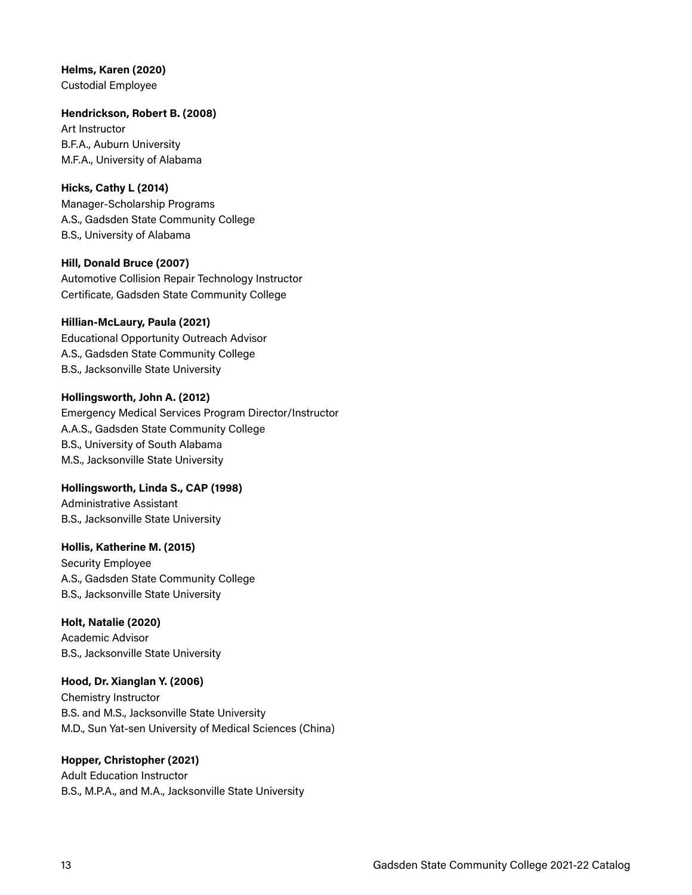**Helms, Karen (2020)**
Custodial Employee

**Hendrickson, Robert B. (2008)**
Art Instructor
B.F.A., Auburn University
M.F.A., University of Alabama

**Hicks, Cathy L (2014)**
Manager-Scholarship Programs
A.S., Gadsden State Community College
B.S., University of Alabama

**Hill, Donald Bruce (2007)**
Automotive Collision Repair Technology Instructor
Certificate, Gadsden State Community College

**Hillian-McLaury, Paula (2021)**
Educational Opportunity Outreach Advisor
A.S., Gadsden State Community College
B.S., Jacksonville State University

**Hollingsworth, John A. (2012)**
Emergency Medical Services Program Director/Instructor
A.A.S., Gadsden State Community College
B.S., University of South Alabama
M.S., Jacksonville State University

**Hollingsworth, Linda S., CAP (1998)**
Administrative Assistant
B.S., Jacksonville State University

**Hollis, Katherine M. (2015)**
Security Employee
A.S., Gadsden State Community College
B.S., Jacksonville State University

**Holt, Natalie (2020)**
Academic Advisor
B.S., Jacksonville State University

**Hood, Dr. Xianglan Y. (2006)**
Chemistry Instructor
B.S. and M.S., Jacksonville State University
M.D., Sun Yat-sen University of Medical Sciences (China)

**Hopper, Christopher (2021)**
Adult Education Instructor
B.S., M.P.A., and M.A., Jacksonville State University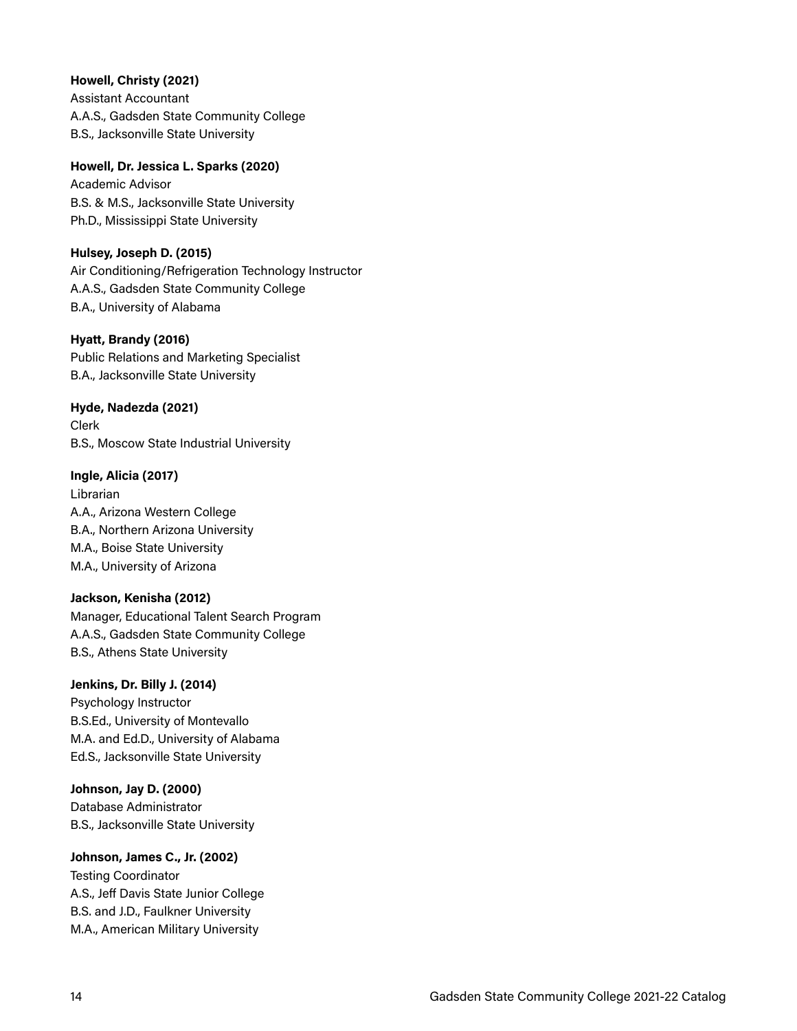**Howell, Christy (2021)**
Assistant Accountant
A.A.S., Gadsden State Community College
B.S., Jacksonville State University

**Howell, Dr. Jessica L. Sparks (2020)**
Academic Advisor
B.S. & M.S., Jacksonville State University
Ph.D., Mississippi State University

**Hulsey, Joseph D. (2015)**
Air Conditioning/Refrigeration Technology Instructor
A.A.S., Gadsden State Community College
B.A., University of Alabama

**Hyatt, Brandy (2016)**
Public Relations and Marketing Specialist
B.A., Jacksonville State University

**Hyde, Nadezda (2021)**
Clerk
B.S., Moscow State Industrial University

**Ingle, Alicia (2017)**
Librarian
A.A., Arizona Western College
B.A., Northern Arizona University
M.A., Boise State University
M.A., University of Arizona

**Jackson, Kenisha (2012)**
Manager, Educational Talent Search Program
A.A.S., Gadsden State Community College
B.S., Athens State University

**Jenkins, Dr. Billy J. (2014)**
Psychology Instructor
B.S.Ed., University of Montevallo
M.A. and Ed.D., University of Alabama
Ed.S., Jacksonville State University

**Johnson, Jay D. (2000)**
Database Administrator
B.S., Jacksonville State University

**Johnson, James C., Jr. (2002)**
Testing Coordinator
A.S., Jeff Davis State Junior College
B.S. and J.D., Faulkner University
M.A., American Military University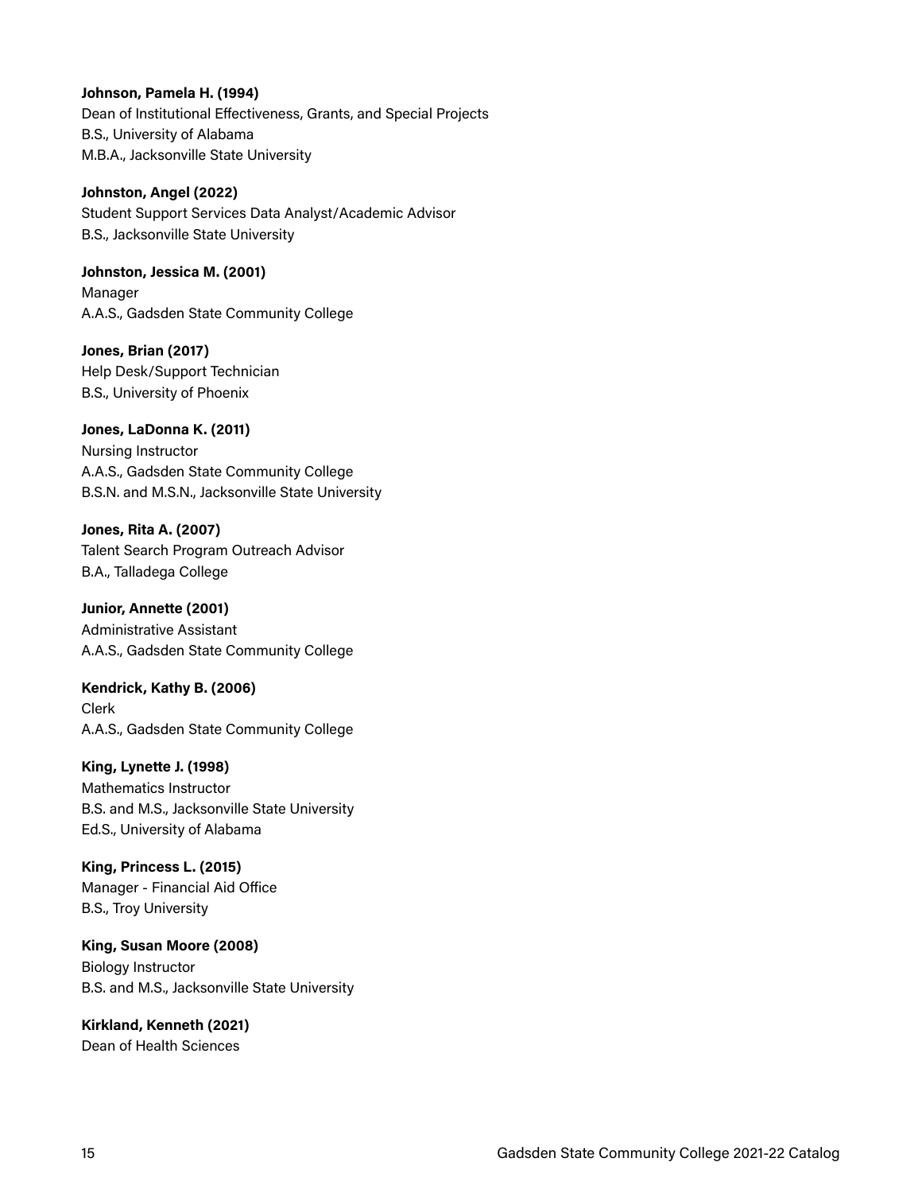**Johnson, Pamela H. (1994)**
Dean of Institutional Effectiveness, Grants, and Special Projects
B.S., University of Alabama
M.B.A., Jacksonville State University

**Johnston, Angel (2022)**
Student Support Services Data Analyst/Academic Advisor
B.S., Jacksonville State University

**Johnston, Jessica M. (2001)**
Manager
A.A.S., Gadsden State Community College

**Jones, Brian (2017)**
Help Desk/Support Technician
B.S., University of Phoenix

**Jones, LaDonna K. (2011)**
Nursing Instructor
A.A.S., Gadsden State Community College
B.S.N. and M.S.N., Jacksonville State University

**Jones, Rita A. (2007)**
Talent Search Program Outreach Advisor
B.A., Talladega College

**Junior, Annette (2001)**
Administrative Assistant
A.A.S., Gadsden State Community College

**Kendrick, Kathy B. (2006)**
Clerk
A.A.S., Gadsden State Community College

**King, Lynette J. (1998)**
Mathematics Instructor
B.S. and M.S., Jacksonville State University
Ed.S., University of Alabama

**King, Princess L. (2015)**
Manager - Financial Aid Office
B.S., Troy University

**King, Susan Moore (2008)**
Biology Instructor
B.S. and M.S., Jacksonville State University

**Kirkland, Kenneth (2021)**
Dean of Health Sciences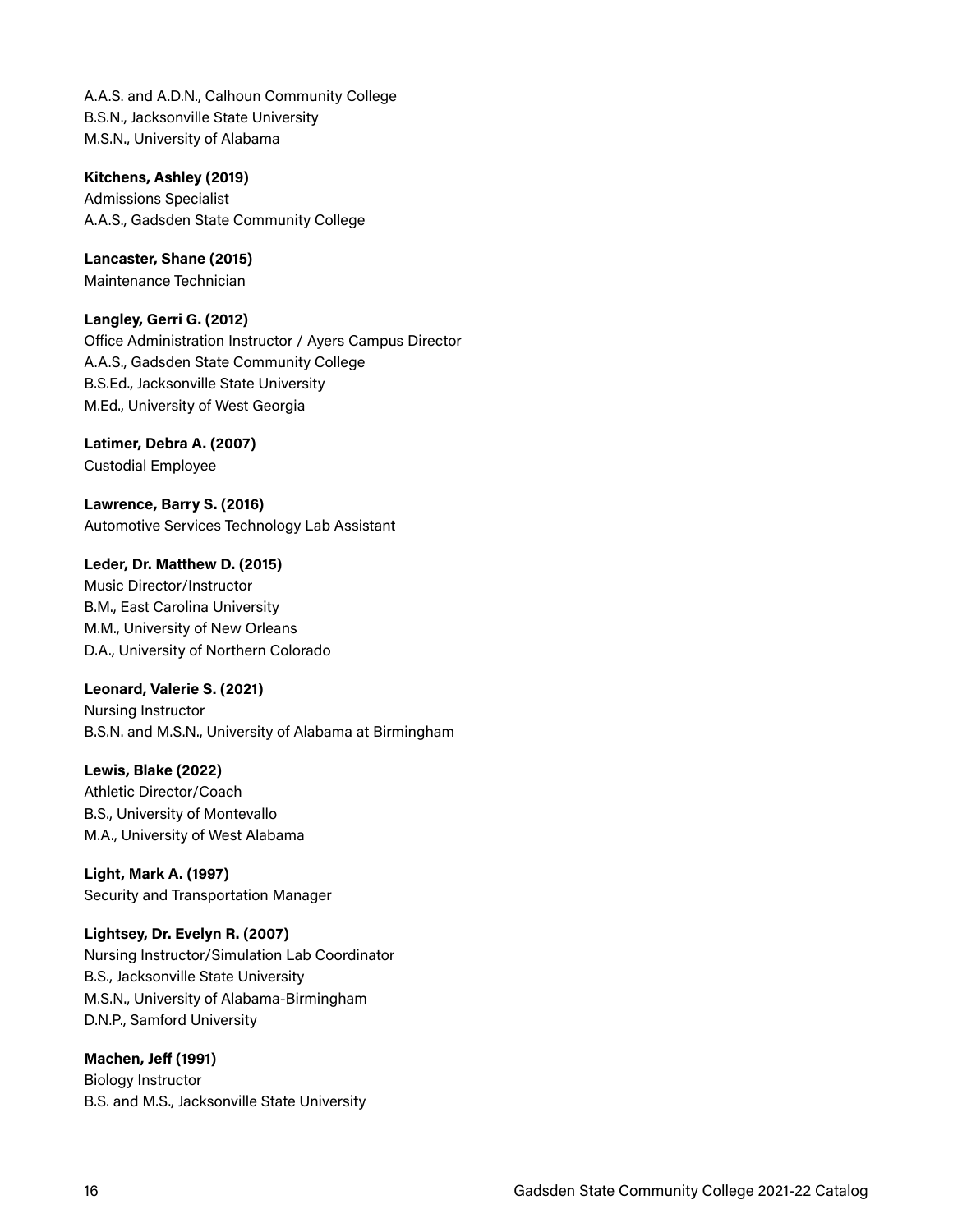A.A.S. and A.D.N., Calhoun Community College
B.S.N., Jacksonville State University
M.S.N., University of Alabama

**Kitchens, Ashley (2019)**
Admissions Specialist
A.A.S., Gadsden State Community College

**Lancaster, Shane (2015)**
Maintenance Technician

**Langley, Gerri G. (2012)**
Office Administration Instructor / Ayers Campus Director
A.A.S., Gadsden State Community College
B.S.Ed., Jacksonville State University
M.Ed., University of West Georgia

**Latimer, Debra A. (2007)**
Custodial Employee

**Lawrence, Barry S. (2016)**
Automotive Services Technology Lab Assistant

**Leder, Dr. Matthew D. (2015)**
Music Director/Instructor
B.M., East Carolina University
M.M., University of New Orleans
D.A., University of Northern Colorado

**Leonard, Valerie S. (2021)**
Nursing Instructor
B.S.N. and M.S.N., University of Alabama at Birmingham

**Lewis, Blake (2022)**
Athletic Director/Coach
B.S., University of Montevallo
M.A., University of West Alabama

**Light, Mark A. (1997)**
Security and Transportation Manager

**Lightsey, Dr. Evelyn R. (2007)**
Nursing Instructor/Simulation Lab Coordinator
B.S., Jacksonville State University
M.S.N., University of Alabama-Birmingham
D.N.P., Samford University

**Machen, Jeff (1991)**
Biology Instructor
B.S. and M.S., Jacksonville State University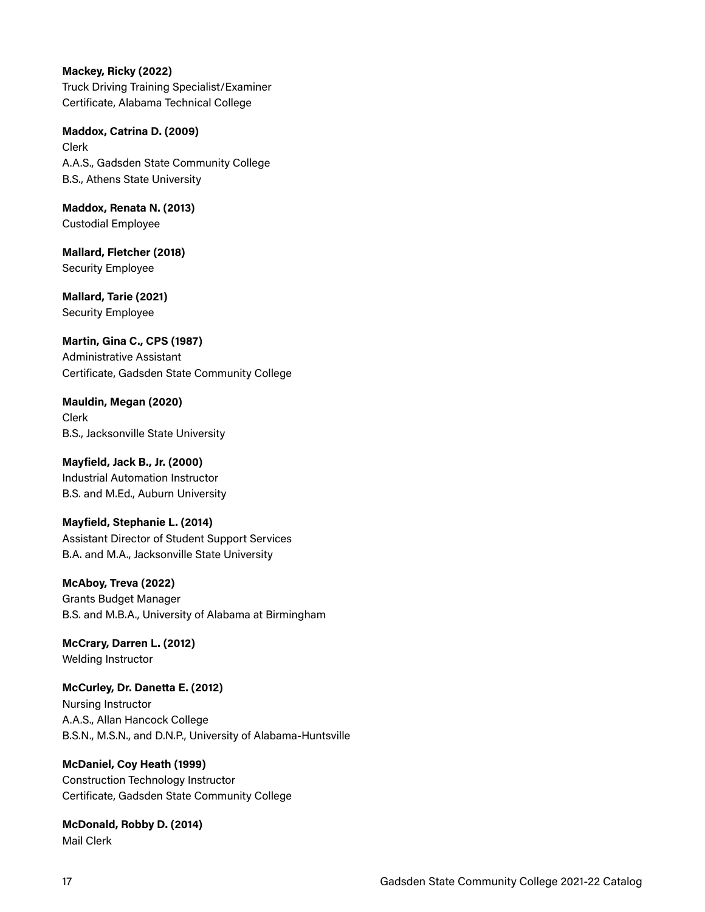**Mackey, Ricky (2022)**
Truck Driving Training Specialist/Examiner
Certificate, Alabama Technical College

**Maddox, Catrina D. (2009)**
Clerk
A.A.S., Gadsden State Community College
B.S., Athens State University

**Maddox, Renata N. (2013)**
Custodial Employee

**Mallard, Fletcher (2018)**
Security Employee

**Mallard, Tarie (2021)**
Security Employee

**Martin, Gina C., CPS (1987)**
Administrative Assistant
Certificate, Gadsden State Community College

**Mauldin, Megan (2020)**
Clerk
B.S., Jacksonville State University

**Mayfield, Jack B., Jr. (2000)**
Industrial Automation Instructor
B.S. and M.Ed., Auburn University

**Mayfield, Stephanie L. (2014)**
Assistant Director of Student Support Services
B.A. and M.A., Jacksonville State University

**McAboy, Treva (2022)**
Grants Budget Manager
B.S. and M.B.A., University of Alabama at Birmingham

**McCrary, Darren L. (2012)**
Welding Instructor

**McCurley, Dr. Danetta E. (2012)**
Nursing Instructor
A.A.S., Allan Hancock College
B.S.N., M.S.N., and D.N.P., University of Alabama-Huntsville

**McDaniel, Coy Heath (1999)**
Construction Technology Instructor
Certificate, Gadsden State Community College

**McDonald, Robby D. (2014)**
Mail Clerk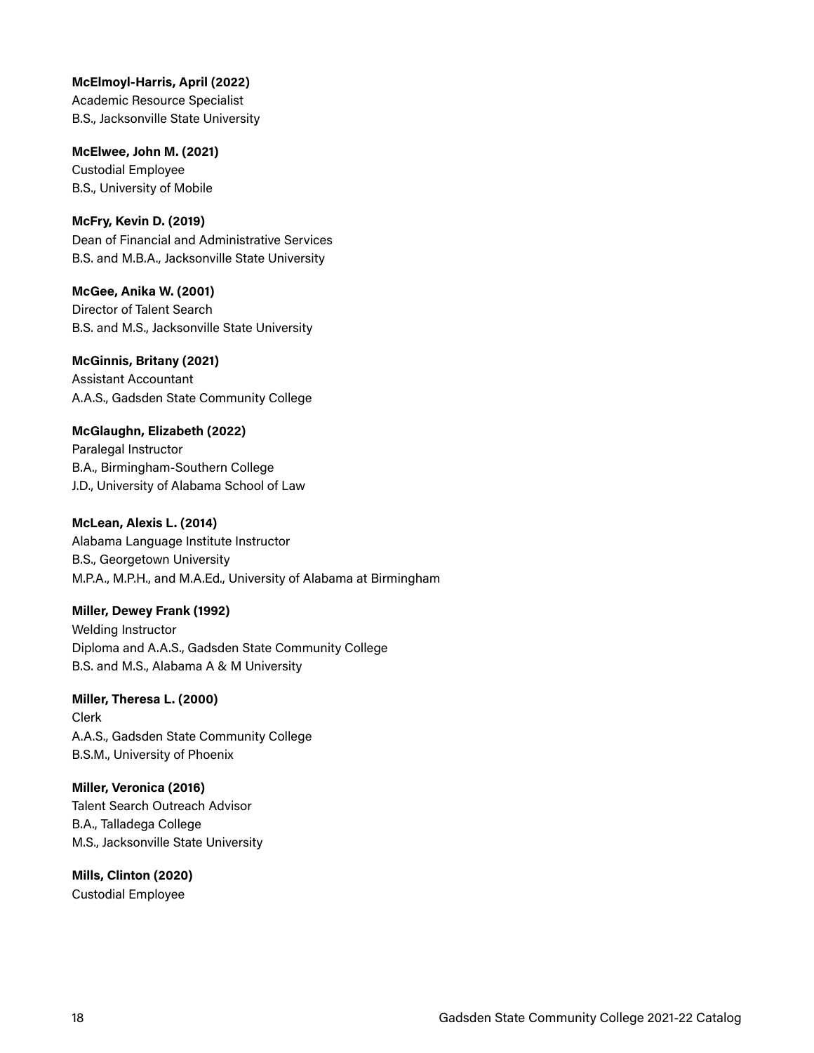**McElmoyl-Harris, April (2022)**
Academic Resource Specialist
B.S., Jacksonville State University

**McElwee, John M. (2021)**
Custodial Employee
B.S., University of Mobile

**McFry, Kevin D. (2019)**
Dean of Financial and Administrative Services
B.S. and M.B.A., Jacksonville State University

**McGee, Anika W. (2001)**
Director of Talent Search
B.S. and M.S., Jacksonville State University

**McGinnis, Britany (2021)**
Assistant Accountant
A.A.S., Gadsden State Community College

**McGlaughn, Elizabeth (2022)**
Paralegal Instructor
B.A., Birmingham-Southern College
J.D., University of Alabama School of Law

**McLean, Alexis L. (2014)**
Alabama Language Institute Instructor
B.S., Georgetown University
M.P.A., M.P.H., and M.A.Ed., University of Alabama at Birmingham

**Miller, Dewey Frank (1992)**
Welding Instructor
Diploma and A.A.S., Gadsden State Community College
B.S. and M.S., Alabama A & M University

**Miller, Theresa L. (2000)**
Clerk
A.A.S., Gadsden State Community College
B.S.M., University of Phoenix

**Miller, Veronica (2016)**
Talent Search Outreach Advisor
B.A., Talladega College
M.S., Jacksonville State University

**Mills, Clinton (2020)**
Custodial Employee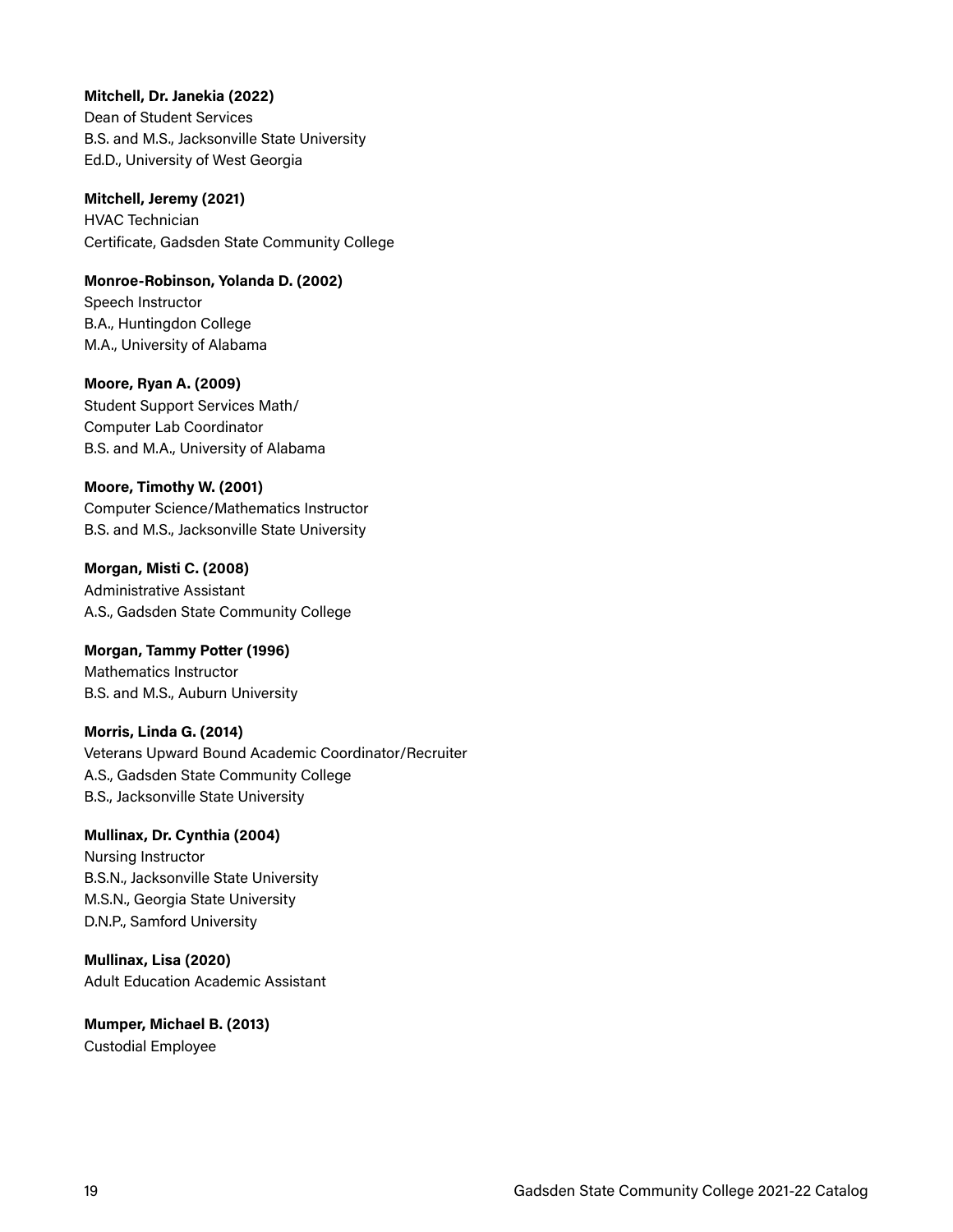**Mitchell, Dr. Janekia (2022)**
Dean of Student Services
B.S. and M.S., Jacksonville State University
Ed.D., University of West Georgia

**Mitchell, Jeremy (2021)**
HVAC Technician
Certificate, Gadsden State Community College

**Monroe-Robinson, Yolanda D. (2002)**
Speech Instructor
B.A., Huntingdon College
M.A., University of Alabama

**Moore, Ryan A. (2009)**
Student Support Services Math/
Computer Lab Coordinator
B.S. and M.A., University of Alabama

**Moore, Timothy W. (2001)**
Computer Science/Mathematics Instructor
B.S. and M.S., Jacksonville State University

**Morgan, Misti C. (2008)**
Administrative Assistant
A.S., Gadsden State Community College

**Morgan, Tammy Potter (1996)**
Mathematics Instructor
B.S. and M.S., Auburn University

**Morris, Linda G. (2014)**
Veterans Upward Bound Academic Coordinator/Recruiter
A.S., Gadsden State Community College
B.S., Jacksonville State University

**Mullinax, Dr. Cynthia (2004)**
Nursing Instructor
B.S.N., Jacksonville State University
M.S.N., Georgia State University
D.N.P., Samford University

**Mullinax, Lisa (2020)**
Adult Education Academic Assistant

**Mumper, Michael B. (2013)**
Custodial Employee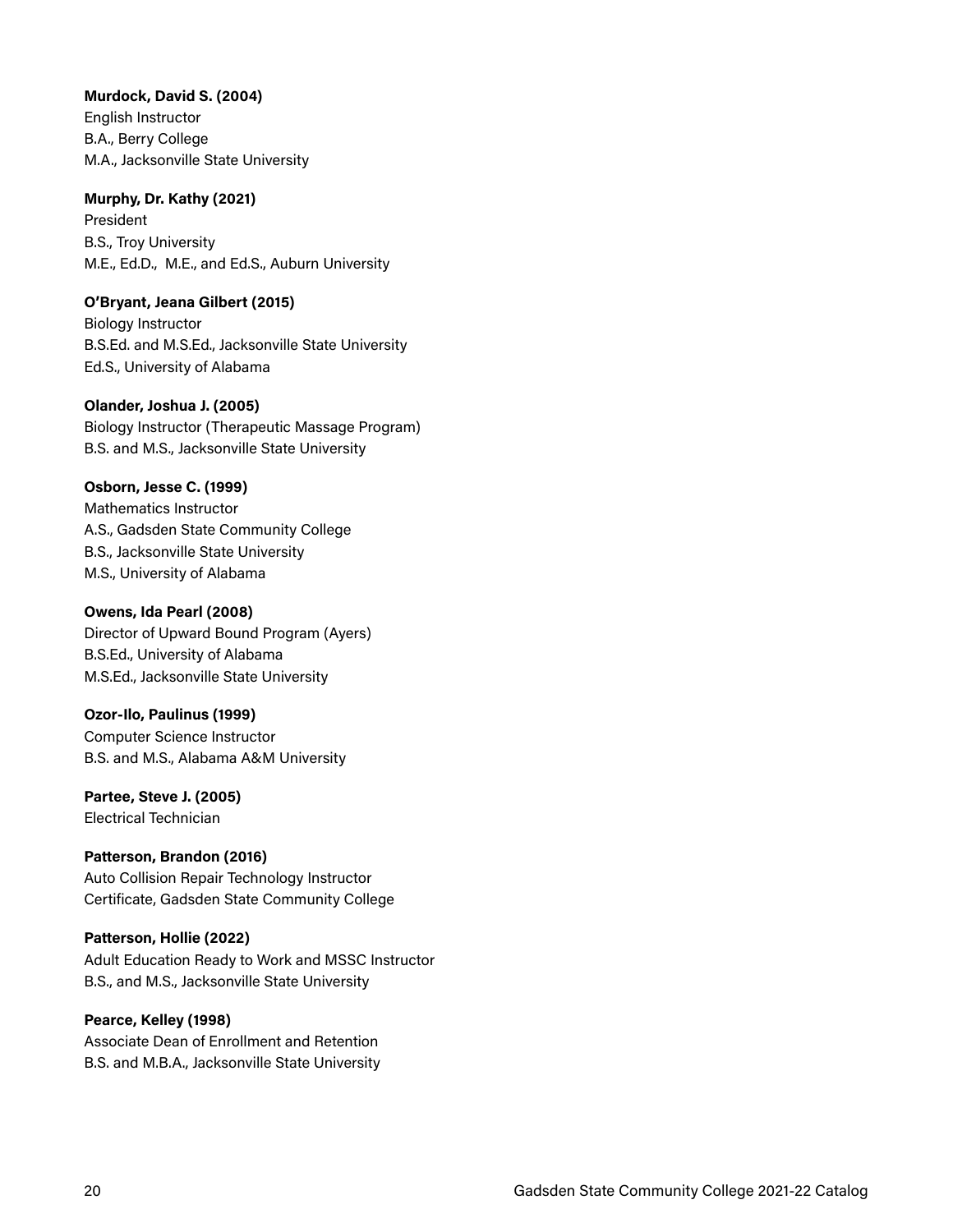**Murdock, David S. (2004)**
English Instructor
B.A., Berry College
M.A., Jacksonville State University

**Murphy, Dr. Kathy (2021)**
President
B.S., Troy University
M.E., Ed.D., M.E., and Ed.S., Auburn University

**O'Bryant, Jeana Gilbert (2015)**
Biology Instructor
B.S.Ed. and M.S.Ed., Jacksonville State University
Ed.S., University of Alabama

**Olander, Joshua J. (2005)**
Biology Instructor (Therapeutic Massage Program)
B.S. and M.S., Jacksonville State University

**Osborn, Jesse C. (1999)**
Mathematics Instructor
A.S., Gadsden State Community College
B.S., Jacksonville State University
M.S., University of Alabama

**Owens, Ida Pearl (2008)**
Director of Upward Bound Program (Ayers)
B.S.Ed., University of Alabama
M.S.Ed., Jacksonville State University

**Ozor-Ilo, Paulinus (1999)**
Computer Science Instructor
B.S. and M.S., Alabama A&M University

**Partee, Steve J. (2005)**
Electrical Technician

**Patterson, Brandon (2016)**
Auto Collision Repair Technology Instructor
Certificate, Gadsden State Community College

**Patterson, Hollie (2022)**
Adult Education Ready to Work and MSSC Instructor
B.S., and M.S., Jacksonville State University

**Pearce, Kelley (1998)**
Associate Dean of Enrollment and Retention
B.S. and M.B.A., Jacksonville State University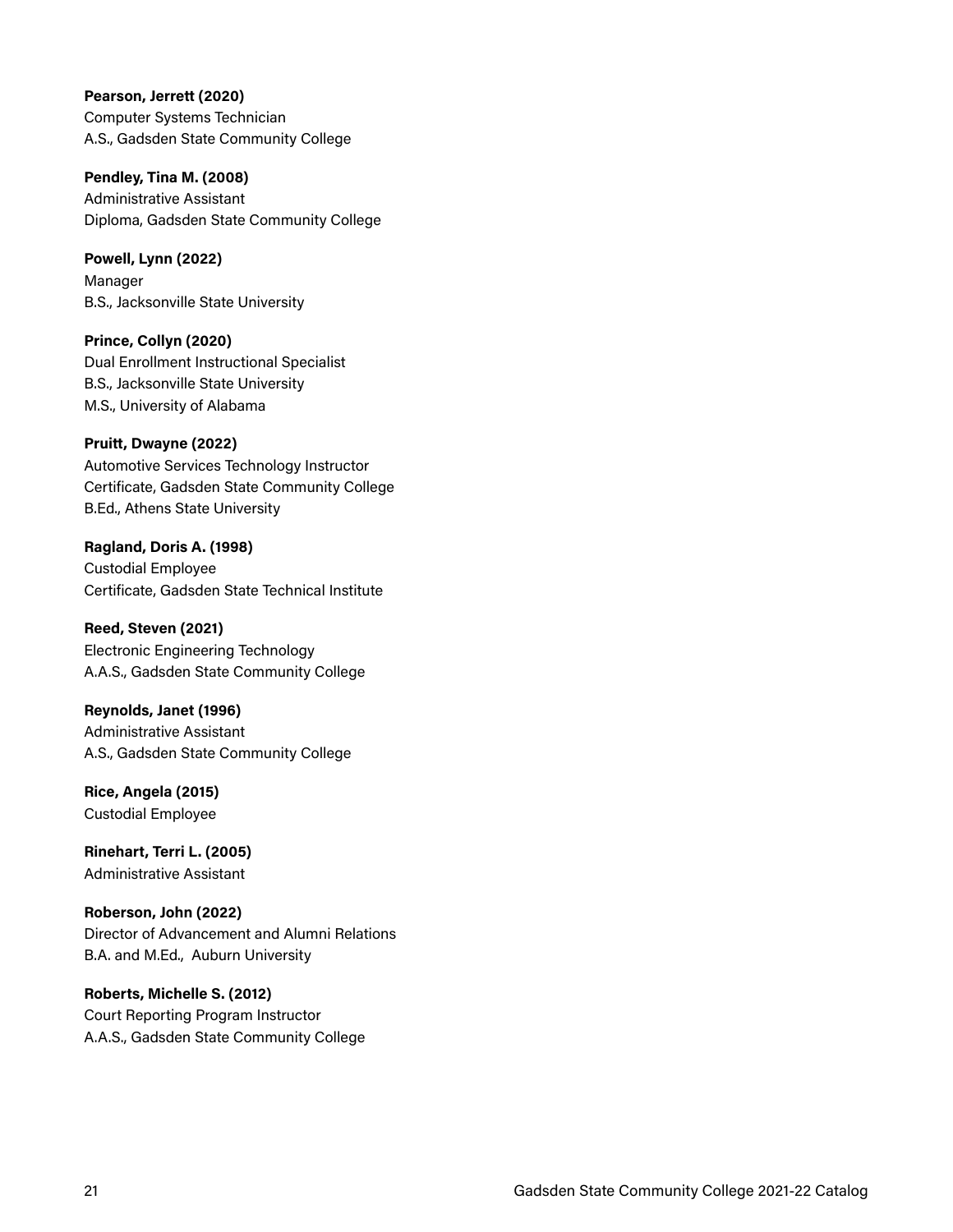**Pearson, Jerrett (2020)**
Computer Systems Technician
A.S., Gadsden State Community College

**Pendley, Tina M. (2008)**
Administrative Assistant
Diploma, Gadsden State Community College

**Powell, Lynn (2022)**
Manager
B.S., Jacksonville State University

**Prince, Collyn (2020)**
Dual Enrollment Instructional Specialist
B.S., Jacksonville State University
M.S., University of Alabama

**Pruitt, Dwayne (2022)**
Automotive Services Technology Instructor
Certificate, Gadsden State Community College
B.Ed., Athens State University

**Ragland, Doris A. (1998)**
Custodial Employee
Certificate, Gadsden State Technical Institute

**Reed, Steven (2021)**
Electronic Engineering Technology
A.A.S., Gadsden State Community College

**Reynolds, Janet (1996)**
Administrative Assistant
A.S., Gadsden State Community College

**Rice, Angela (2015)**
Custodial Employee

**Rinehart, Terri L. (2005)**
Administrative Assistant

**Roberson, John (2022)**
Director of Advancement and Alumni Relations
B.A. and M.Ed., Auburn University

**Roberts, Michelle S. (2012)**
Court Reporting Program Instructor
A.A.S., Gadsden State Community College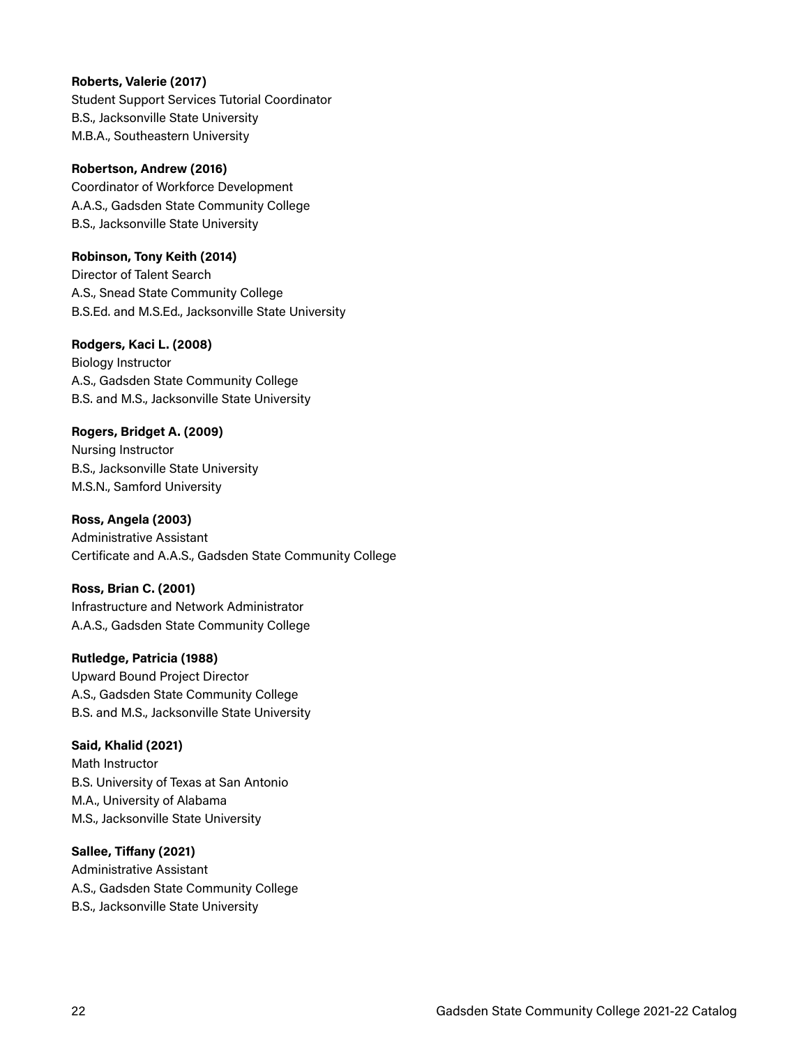**Roberts, Valerie (2017)**
Student Support Services Tutorial Coordinator
B.S., Jacksonville State University
M.B.A., Southeastern University

**Robertson, Andrew (2016)**
Coordinator of Workforce Development
A.A.S., Gadsden State Community College
B.S., Jacksonville State University

**Robinson, Tony Keith (2014)**
Director of Talent Search
A.S., Snead State Community College
B.S.Ed. and M.S.Ed., Jacksonville State University

**Rodgers, Kaci L. (2008)**
Biology Instructor
A.S., Gadsden State Community College
B.S. and M.S., Jacksonville State University

**Rogers, Bridget A. (2009)**
Nursing Instructor
B.S., Jacksonville State University
M.S.N., Samford University

**Ross, Angela (2003)**
Administrative Assistant
Certificate and A.A.S., Gadsden State Community College

**Ross, Brian C. (2001)**
Infrastructure and Network Administrator
A.A.S., Gadsden State Community College

**Rutledge, Patricia (1988)**
Upward Bound Project Director
A.S., Gadsden State Community College
B.S. and M.S., Jacksonville State University

**Said, Khalid (2021)**
Math Instructor
B.S. University of Texas at San Antonio
M.A., University of Alabama
M.S., Jacksonville State University

**Sallee, Tiffany (2021)**
Administrative Assistant
A.S., Gadsden State Community College
B.S., Jacksonville State University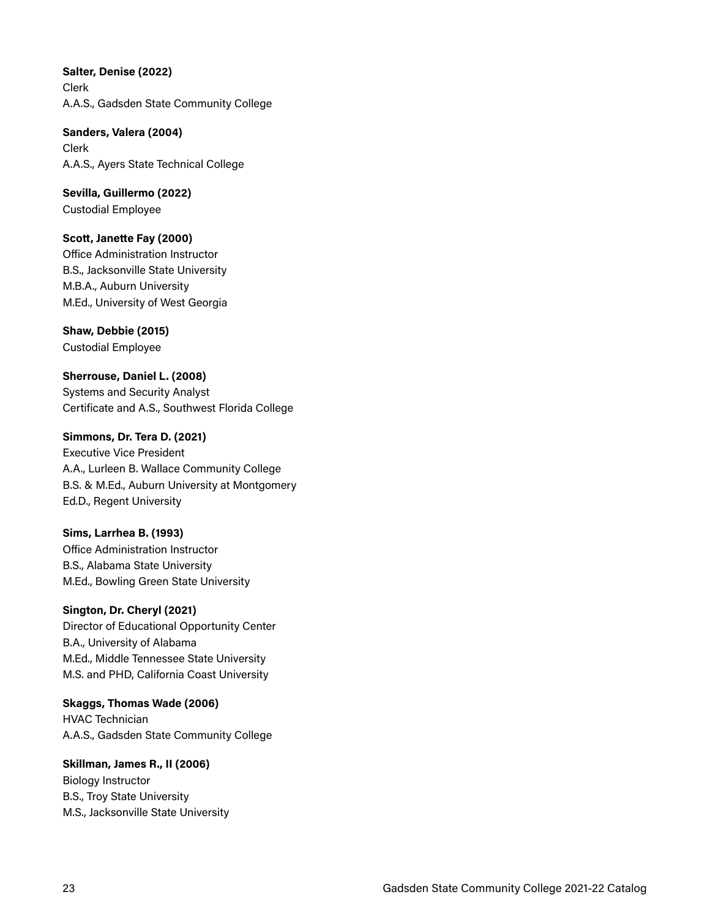**Salter, Denise (2022)**
Clerk
A.A.S., Gadsden State Community College

**Sanders, Valera (2004)**
Clerk
A.A.S., Ayers State Technical College

**Sevilla, Guillermo (2022)**
Custodial Employee

**Scott, Janette Fay (2000)**
Office Administration Instructor
B.S., Jacksonville State University
M.B.A., Auburn University
M.Ed., University of West Georgia

**Shaw, Debbie (2015)**
Custodial Employee

**Sherrouse, Daniel L. (2008)**
Systems and Security Analyst
Certificate and A.S., Southwest Florida College

**Simmons, Dr. Tera D. (2021)**
Executive Vice President
A.A., Lurleen B. Wallace Community College
B.S. & M.Ed., Auburn University at Montgomery
Ed.D., Regent University

**Sims, Larrhea B. (1993)**
Office Administration Instructor
B.S., Alabama State University
M.Ed., Bowling Green State University

**Sington, Dr. Cheryl (2021)**
Director of Educational Opportunity Center
B.A., University of Alabama
M.Ed., Middle Tennessee State University
M.S. and PHD, California Coast University

**Skaggs, Thomas Wade (2006)**
HVAC Technician
A.A.S., Gadsden State Community College

**Skillman, James R., II (2006)**
Biology Instructor
B.S., Troy State University
M.S., Jacksonville State University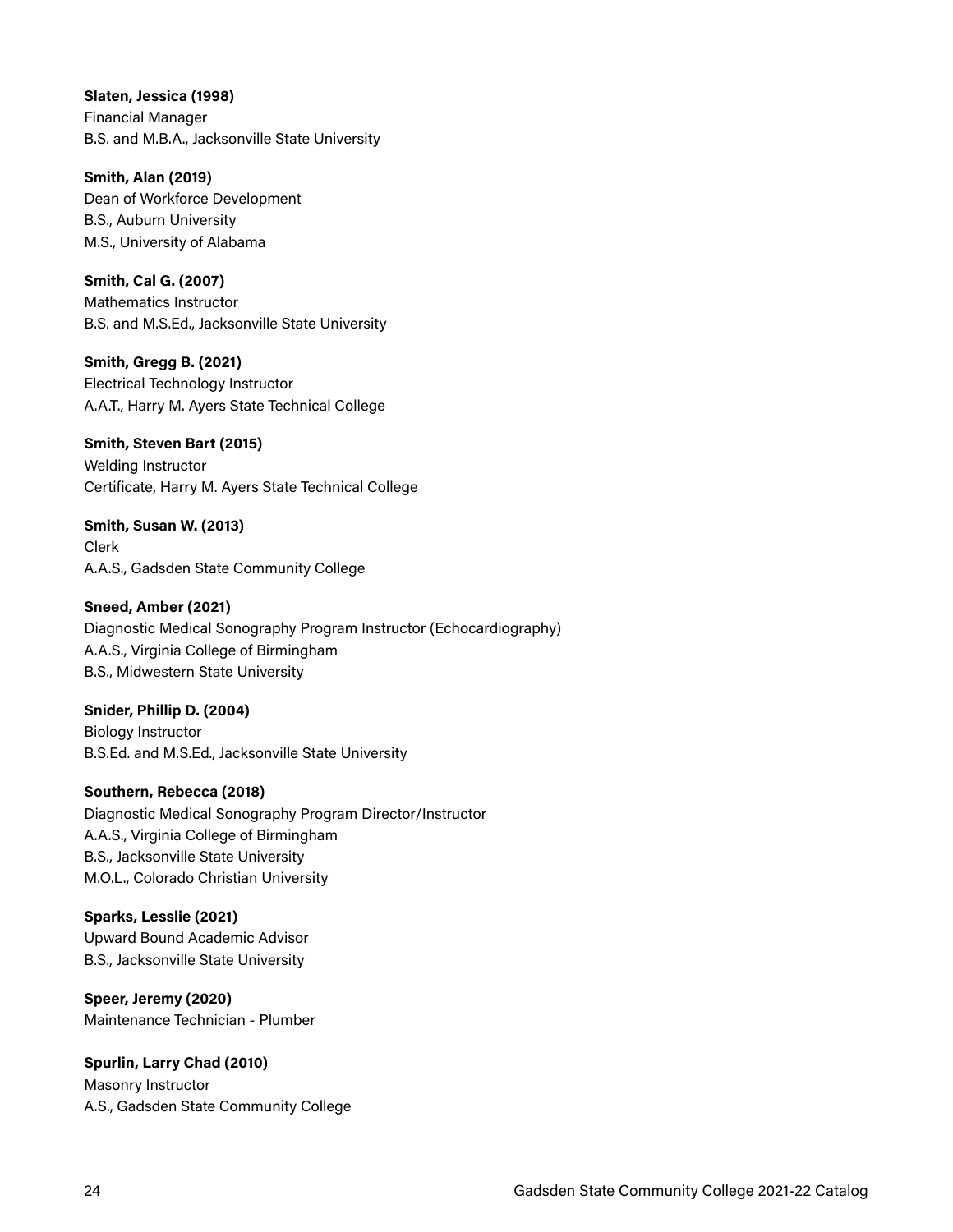**Slaten, Jessica (1998)**
Financial Manager
B.S. and M.B.A., Jacksonville State University

**Smith, Alan (2019)**
Dean of Workforce Development
B.S., Auburn University
M.S., University of Alabama

**Smith, Cal G. (2007)**
Mathematics Instructor
B.S. and M.S.Ed., Jacksonville State University

**Smith, Gregg B. (2021)**
Electrical Technology Instructor
A.A.T., Harry M. Ayers State Technical College

**Smith, Steven Bart (2015)**
Welding Instructor
Certificate, Harry M. Ayers State Technical College

**Smith, Susan W. (2013)**
Clerk
A.A.S., Gadsden State Community College

**Sneed, Amber (2021)**
Diagnostic Medical Sonography Program Instructor (Echocardiography)
A.A.S., Virginia College of Birmingham
B.S., Midwestern State University

**Snider, Phillip D. (2004)**
Biology Instructor
B.S.Ed. and M.S.Ed., Jacksonville State University

**Southern, Rebecca (2018)**
Diagnostic Medical Sonography Program Director/Instructor
A.A.S., Virginia College of Birmingham
B.S., Jacksonville State University
M.O.L., Colorado Christian University

**Sparks, Lesslie (2021)**
Upward Bound Academic Advisor
B.S., Jacksonville State University

**Speer, Jeremy (2020)**
Maintenance Technician - Plumber

**Spurlin, Larry Chad (2010)**
Masonry Instructor
A.S., Gadsden State Community College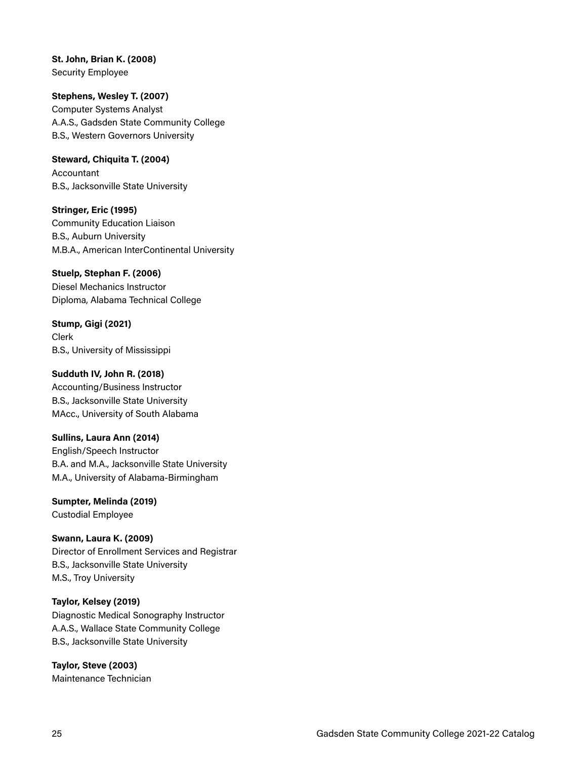**St. John, Brian K. (2008)**
Security Employee

**Stephens, Wesley T. (2007)**
Computer Systems Analyst
A.A.S., Gadsden State Community College
B.S., Western Governors University

**Steward, Chiquita T. (2004)**
Accountant
B.S., Jacksonville State University

**Stringer, Eric (1995)**
Community Education Liaison
B.S., Auburn University
M.B.A., American InterContinental University

**Stuelp, Stephan F. (2006)**
Diesel Mechanics Instructor
Diploma, Alabama Technical College

**Stump, Gigi (2021)**
Clerk
B.S., University of Mississippi

**Sudduth IV, John R. (2018)**
Accounting/Business Instructor
B.S., Jacksonville State University
MAcc., University of South Alabama

**Sullins, Laura Ann (2014)**
English/Speech Instructor
B.A. and M.A., Jacksonville State University
M.A., University of Alabama-Birmingham

**Sumpter, Melinda (2019)**
Custodial Employee

**Swann, Laura K. (2009)**
Director of Enrollment Services and Registrar
B.S., Jacksonville State University
M.S., Troy University

**Taylor, Kelsey (2019)**
Diagnostic Medical Sonography Instructor
A.A.S., Wallace State Community College
B.S., Jacksonville State University

**Taylor, Steve (2003)**
Maintenance Technician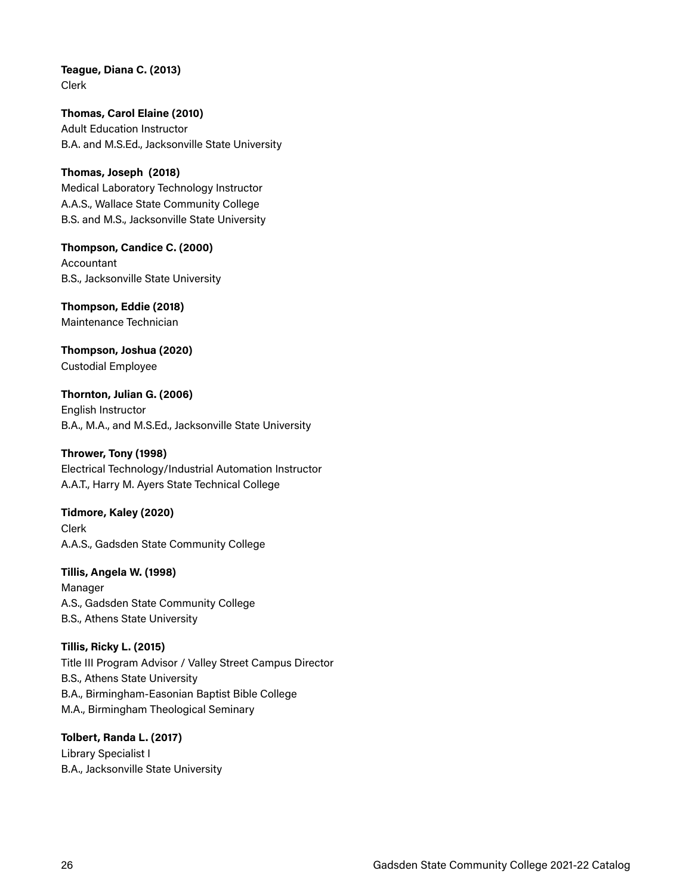**Teague, Diana C. (2013)**
Clerk

**Thomas, Carol Elaine (2010)**
Adult Education Instructor
B.A. and M.S.Ed., Jacksonville State University

**Thomas, Joseph (2018)**
Medical Laboratory Technology Instructor
A.A.S., Wallace State Community College
B.S. and M.S., Jacksonville State University

**Thompson, Candice C. (2000)**
Accountant
B.S., Jacksonville State University

**Thompson, Eddie (2018)**
Maintenance Technician

**Thompson, Joshua (2020)**
Custodial Employee

**Thornton, Julian G. (2006)**
English Instructor
B.A., M.A., and M.S.Ed., Jacksonville State University

**Thrower, Tony (1998)**
Electrical Technology/Industrial Automation Instructor
A.A.T., Harry M. Ayers State Technical College

**Tidmore, Kaley (2020)**
Clerk
A.A.S., Gadsden State Community College

**Tillis, Angela W. (1998)**
Manager
A.S., Gadsden State Community College
B.S., Athens State University

**Tillis, Ricky L. (2015)**
Title III Program Advisor / Valley Street Campus Director
B.S., Athens State University
B.A., Birmingham-Easonian Baptist Bible College
M.A., Birmingham Theological Seminary

**Tolbert, Randa L. (2017)**
Library Specialist I
B.A., Jacksonville State University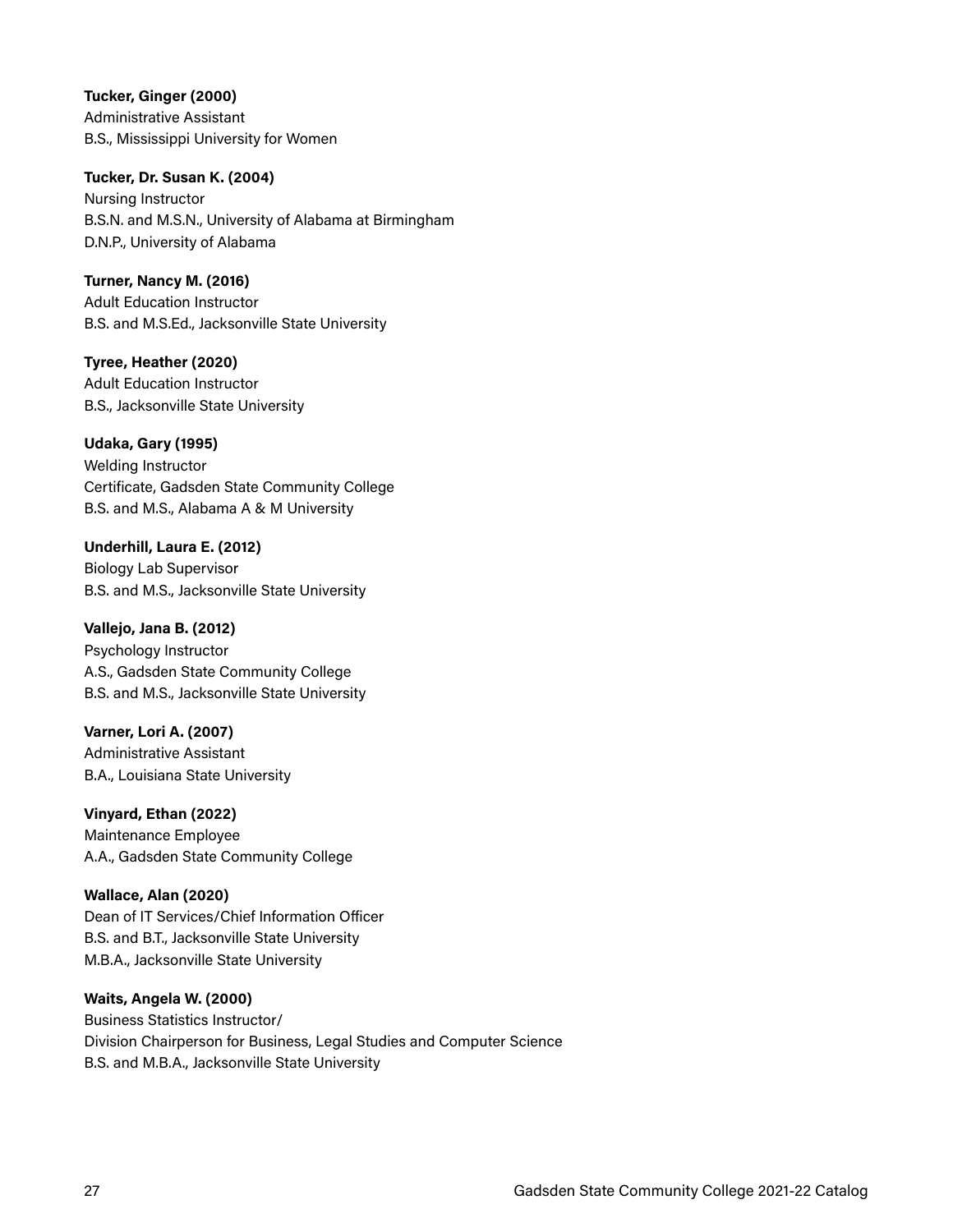**Tucker, Ginger (2000)**
Administrative Assistant
B.S., Mississippi University for Women

**Tucker, Dr. Susan K. (2004)**
Nursing Instructor
B.S.N. and M.S.N., University of Alabama at Birmingham
D.N.P., University of Alabama

**Turner, Nancy M. (2016)**
Adult Education Instructor
B.S. and M.S.Ed., Jacksonville State University

**Tyree, Heather (2020)**
Adult Education Instructor
B.S., Jacksonville State University

**Udaka, Gary (1995)**
Welding Instructor
Certificate, Gadsden State Community College
B.S. and M.S., Alabama A & M University

**Underhill, Laura E. (2012)**
Biology Lab Supervisor
B.S. and M.S., Jacksonville State University

**Vallejo, Jana B. (2012)**
Psychology Instructor
A.S., Gadsden State Community College
B.S. and M.S., Jacksonville State University

**Varner, Lori A. (2007)**
Administrative Assistant
B.A., Louisiana State University

**Vinyard, Ethan (2022)**
Maintenance Employee
A.A., Gadsden State Community College

**Wallace, Alan (2020)**
Dean of IT Services/Chief Information Officer
B.S. and B.T., Jacksonville State University
M.B.A., Jacksonville State University

**Waits, Angela W. (2000)**
Business Statistics Instructor/
Division Chairperson for Business, Legal Studies and Computer Science
B.S. and M.B.A., Jacksonville State University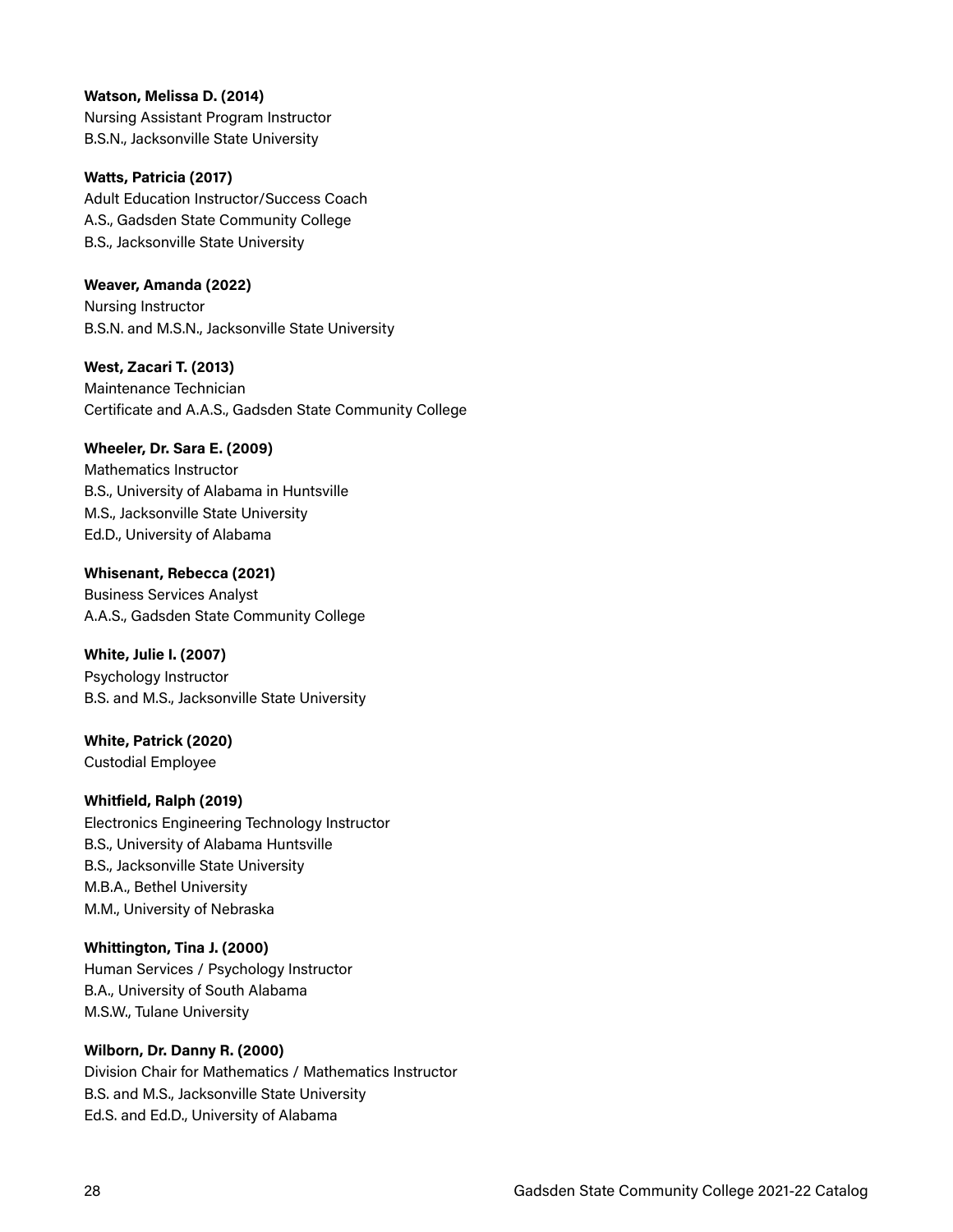**Watson, Melissa D. (2014)**
Nursing Assistant Program Instructor
B.S.N., Jacksonville State University

**Watts, Patricia (2017)**
Adult Education Instructor/Success Coach
A.S., Gadsden State Community College
B.S., Jacksonville State University

**Weaver, Amanda (2022)**
Nursing Instructor
B.S.N. and M.S.N., Jacksonville State University

**West, Zacari T. (2013)**
Maintenance Technician
Certificate and A.A.S., Gadsden State Community College

**Wheeler, Dr. Sara E. (2009)**
Mathematics Instructor
B.S., University of Alabama in Huntsville
M.S., Jacksonville State University
Ed.D., University of Alabama

**Whisenant, Rebecca (2021)**
Business Services Analyst
A.A.S., Gadsden State Community College

**White, Julie I. (2007)**
Psychology Instructor
B.S. and M.S., Jacksonville State University

**White, Patrick (2020)**
Custodial Employee

**Whitfield, Ralph (2019)**
Electronics Engineering Technology Instructor
B.S., University of Alabama Huntsville
B.S., Jacksonville State University
M.B.A., Bethel University
M.M., University of Nebraska

**Whittington, Tina J. (2000)**
Human Services / Psychology Instructor
B.A., University of South Alabama
M.S.W., Tulane University

**Wilborn, Dr. Danny R. (2000)**
Division Chair for Mathematics / Mathematics Instructor
B.S. and M.S., Jacksonville State University
Ed.S. and Ed.D., University of Alabama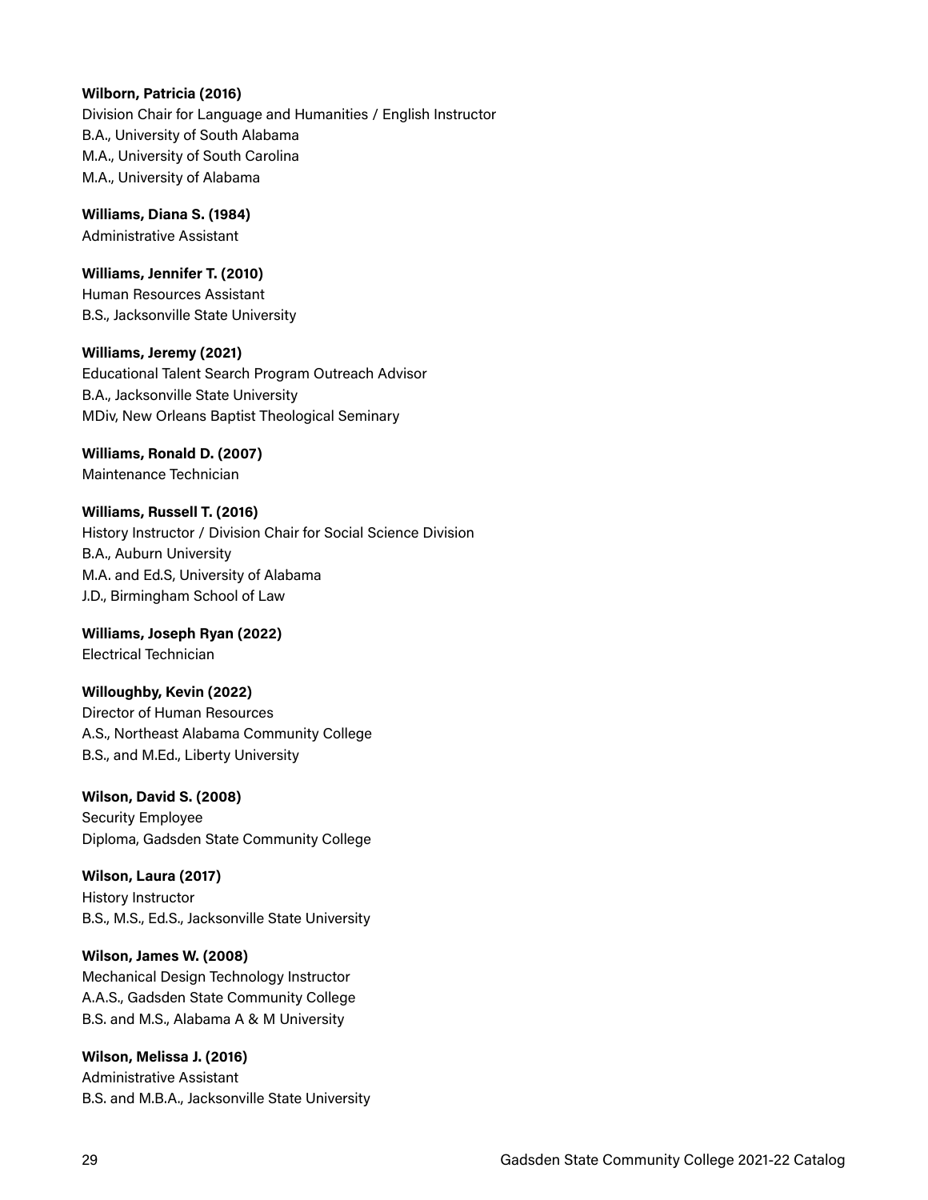**Wilborn, Patricia (2016)**
Division Chair for Language and Humanities / English Instructor
B.A., University of South Alabama
M.A., University of South Carolina
M.A., University of Alabama

**Williams, Diana S. (1984)**
Administrative Assistant

**Williams, Jennifer T. (2010)**
Human Resources Assistant
B.S., Jacksonville State University

**Williams, Jeremy (2021)**
Educational Talent Search Program Outreach Advisor
B.A., Jacksonville State University
MDiv, New Orleans Baptist Theological Seminary

**Williams, Ronald D. (2007)**
Maintenance Technician

**Williams, Russell T. (2016)**
History Instructor / Division Chair for Social Science Division
B.A., Auburn University
M.A. and Ed.S, University of Alabama
J.D., Birmingham School of Law

**Williams, Joseph Ryan (2022)**
Electrical Technician

**Willoughby, Kevin (2022)**
Director of Human Resources
A.S., Northeast Alabama Community College
B.S., and M.Ed., Liberty University

**Wilson, David S. (2008)**
Security Employee
Diploma, Gadsden State Community College

**Wilson, Laura (2017)**
History Instructor
B.S., M.S., Ed.S., Jacksonville State University

**Wilson, James W. (2008)**
Mechanical Design Technology Instructor
A.A.S., Gadsden State Community College
B.S. and M.S., Alabama A & M University

**Wilson, Melissa J. (2016)**
Administrative Assistant
B.S. and M.B.A., Jacksonville State University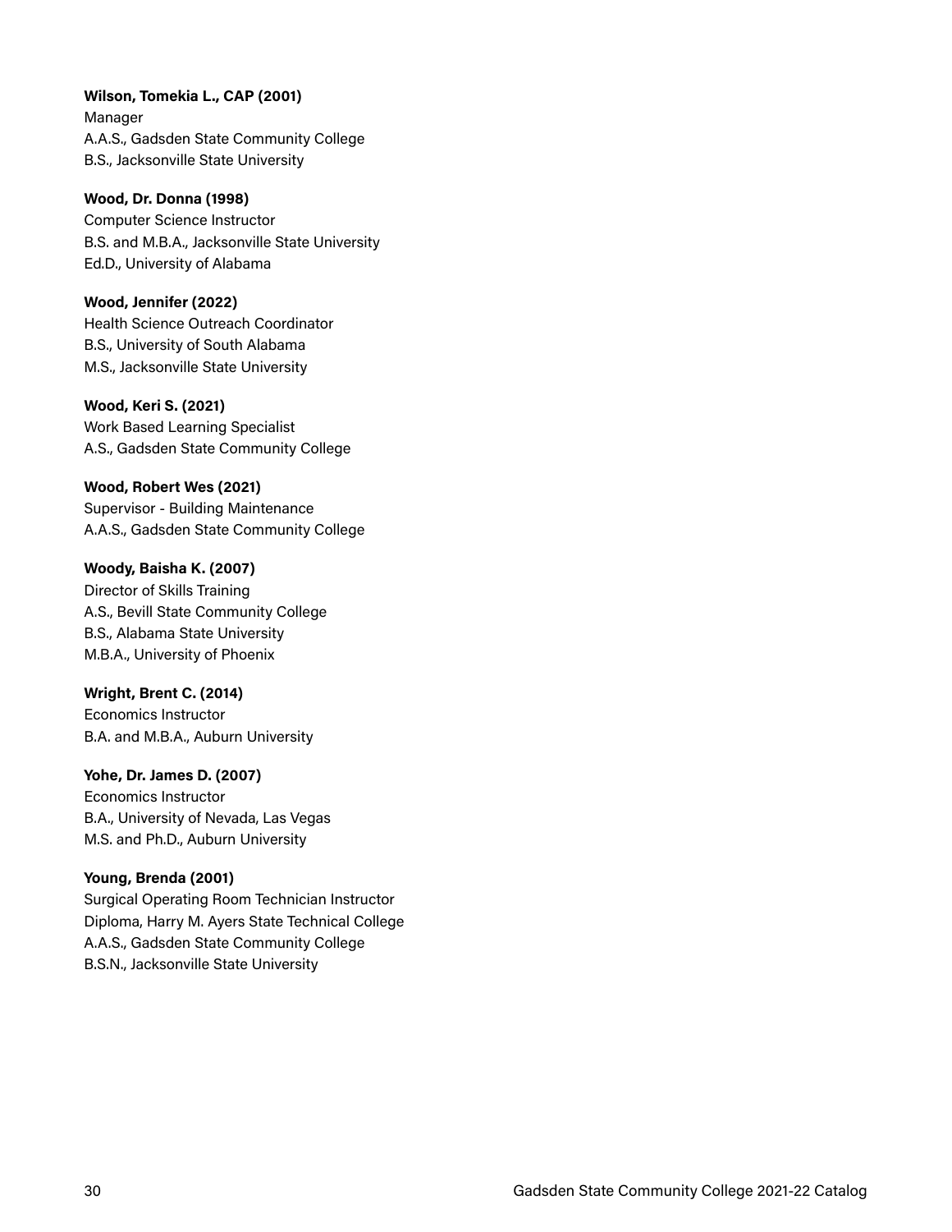**Wilson, Tomekia L., CAP (2001)**
Manager
A.A.S., Gadsden State Community College
B.S., Jacksonville State University

**Wood, Dr. Donna (1998)**
Computer Science Instructor
B.S. and M.B.A., Jacksonville State University
Ed.D., University of Alabama

**Wood, Jennifer (2022)**
Health Science Outreach Coordinator
B.S., University of South Alabama
M.S., Jacksonville State University

**Wood, Keri S. (2021)**
Work Based Learning Specialist
A.S., Gadsden State Community College

**Wood, Robert Wes (2021)**
Supervisor - Building Maintenance
A.A.S., Gadsden State Community College

**Woody, Baisha K. (2007)**
Director of Skills Training
A.S., Bevill State Community College
B.S., Alabama State University
M.B.A., University of Phoenix

**Wright, Brent C. (2014)**
Economics Instructor
B.A. and M.B.A., Auburn University

**Yohe, Dr. James D. (2007)**
Economics Instructor
B.A., University of Nevada, Las Vegas
M.S. and Ph.D., Auburn University

**Young, Brenda (2001)**
Surgical Operating Room Technician Instructor
Diploma, Harry M. Ayers State Technical College
A.A.S., Gadsden State Community College
B.S.N., Jacksonville State University